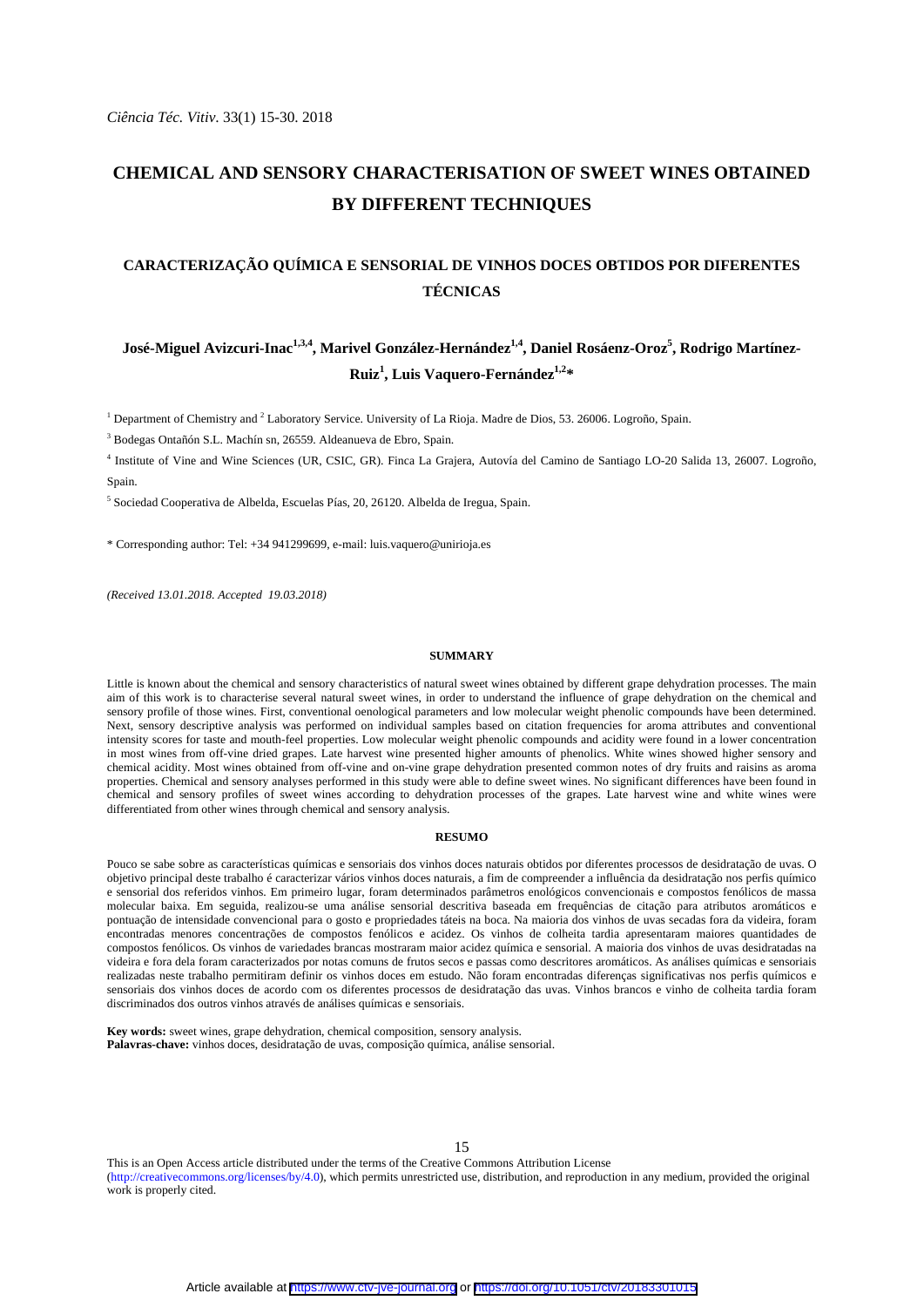# CHEMICAL AND SENSORY CHARACTERISATION OF SWEET WINES OBTAINED BY DIFFERENT TECHNIQUES

## CARACTERIZAÇÃO QUÍMICA E SENSORIAL DE VINHOS DOCES OBTIDOS POR DIFERENTES TÉCNICAS

**José-Miguel Avizcuri-Inac[1,3,4], Marivel González-Hernández[1,4], Daniel Rosáenz-Oroz[5], Rodrigo Martínez-Ruiz[1], Luis Vaquero-Fernández[1,2]***

[1] Department of Chemistry and [2] Laboratory Service. University of La Rioja. Madre de Dios, 53. 26006. Logroño, Spain.

[3] Bodegas Ontañón S.L. Machín sn, 26559. Aldeanueva de Ebro, Spain.

[4] Institute of Vine and Wine Sciences (UR, CSIC, GR). Finca La Grajera, Autovía del Camino de Santiago LO-20 Salida 13, 26007. Logroño, Spain.

[5] Sociedad Cooperativa de Albelda, Escuelas Pías, 20, 26120. Albelda de Iregua, Spain.

* Corresponding author: Tel: +34 941299699, e-mail: luis.vaquero@unirioja.es

*(Received 13.01.2018. Accepted 19.03.2018)*

### SUMMARY

Little is known about the chemical and sensory characteristics of natural sweet wines obtained by different grape dehydration processes. The main aim of this work is to characterise several natural sweet wines, in order to understand the influence of grape dehydration on the chemical and sensory profile of those wines. First, conventional oenological parameters and low molecular weight phenolic compounds have been determined. Next, sensory descriptive analysis was performed on individual samples based on citation frequencies for aroma attributes and conventional intensity scores for taste and mouth-feel properties. Low molecular weight phenolic compounds and acidity were found in a lower concentration in most wines from off-vine dried grapes. Late harvest wine presented higher amounts of phenolics. White wines showed higher sensory and chemical acidity. Most wines obtained from off-vine and on-vine grape dehydration presented common notes of dry fruits and raisins as aroma properties. Chemical and sensory analyses performed in this study were able to define sweet wines. No significant differences have been found in chemical and sensory profiles of sweet wines according to dehydration processes of the grapes. Late harvest wine and white wines were differentiated from other wines through chemical and sensory analysis.

### RESUMO

Pouco se sabe sobre as características químicas e sensoriais dos vinhos doces naturais obtidos por diferentes processos de desidratação de uvas. O objetivo principal deste trabalho é caracterizar vários vinhos doces naturais, a fim de compreender a influência da desidratação nos perfis químico e sensorial dos referidos vinhos. Em primeiro lugar, foram determinados parâmetros enológicos convencionais e compostos fenólicos de massa molecular baixa. Em seguida, realizou-se uma análise sensorial descritiva baseada em frequências de citação para atributos aromáticos e pontuação de intensidade convencional para o gosto e propriedades táteis na boca. Na maioria dos vinhos de uvas secadas fora da videira, foram encontradas menores concentrações de compostos fenólicos e acidez. Os vinhos de colheita tardia apresentaram maiores quantidades de compostos fenólicos. Os vinhos de variedades brancas mostraram maior acidez química e sensorial. A maioria dos vinhos de uvas desidratadas na videira e fora dela foram caracterizados por notas comuns de frutos secos e passas como descritores aromáticos. As análises químicas e sensoriais realizadas neste trabalho permitiram definir os vinhos doces em estudo. Não foram encontradas diferenças significativas nos perfis químicos e sensoriais dos vinhos doces de acordo com os diferentes processos de desidratação das uvas. Vinhos brancos e vinho de colheita tardia foram discriminados dos outros vinhos através de análises químicas e sensoriais.

**Key words:** sweet wines, grape dehydration, chemical composition, sensory analysis.
**Palavras-chave:** vinhos doces, desidratação de uvas, composição química, análise sensorial.

This is an Open Access article distributed under the terms of the Creative Commons Attribution License (http://creativecommons.org/licenses/by/4.0), which permits unrestricted use, distribution, and reproduction in any medium, provided the original work is properly cited.

Article available at https://www.ctv-jve-journal.org or https://doi.org/10.1051/ctv/20183301015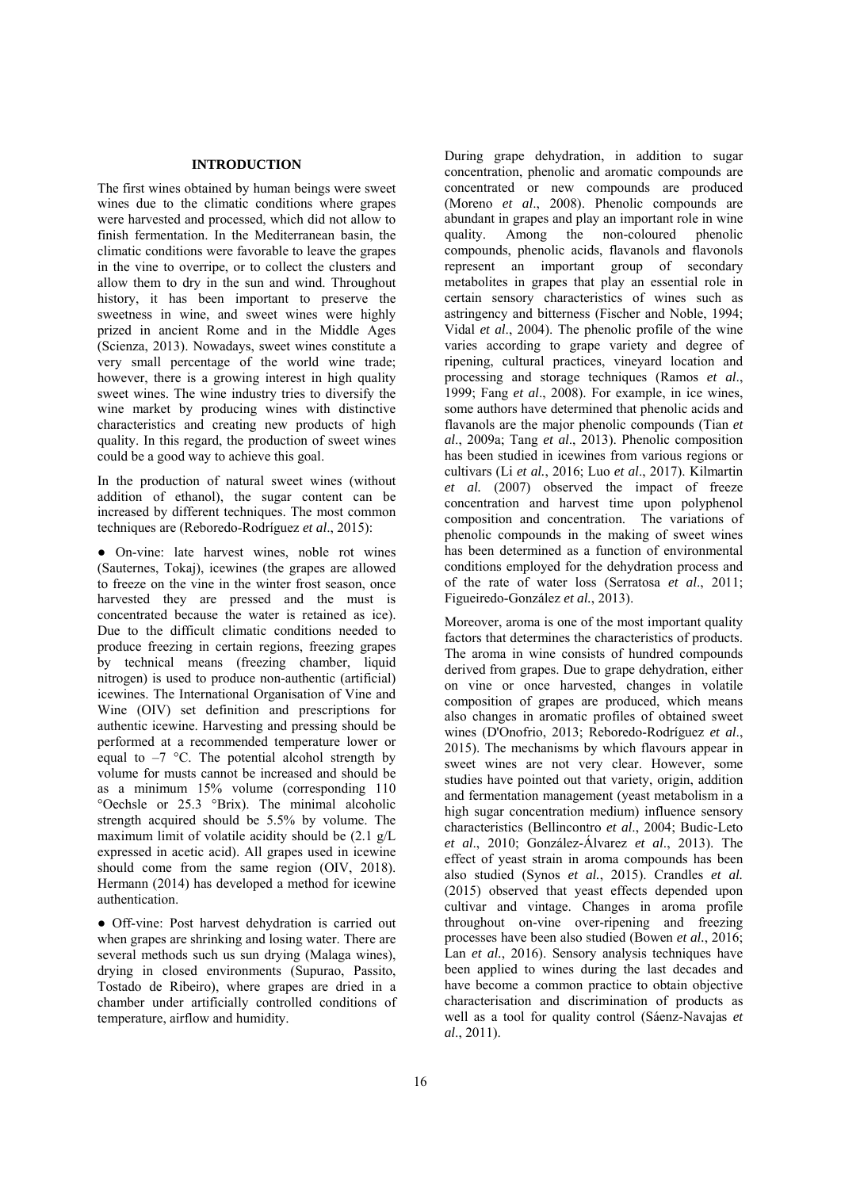## INTRODUCTION

The first wines obtained by human beings were sweet wines due to the climatic conditions where grapes were harvested and processed, which did not allow to finish fermentation. In the Mediterranean basin, the climatic conditions were favorable to leave the grapes in the vine to overripe, or to collect the clusters and allow them to dry in the sun and wind. Throughout history, it has been important to preserve the sweetness in wine, and sweet wines were highly prized in ancient Rome and in the Middle Ages (Scienza, 2013). Nowadays, sweet wines constitute a very small percentage of the world wine trade; however, there is a growing interest in high quality sweet wines. The wine industry tries to diversify the wine market by producing wines with distinctive characteristics and creating new products of high quality. In this regard, the production of sweet wines could be a good way to achieve this goal.

In the production of natural sweet wines (without addition of ethanol), the sugar content can be increased by different techniques. The most common techniques are (Reboredo-Rodríguez *et al*., 2015):

- On-vine: late harvest wines, noble rot wines (Sauternes, Tokaj), icewines (the grapes are allowed to freeze on the vine in the winter frost season, once harvested they are pressed and the must is concentrated because the water is retained as ice). Due to the difficult climatic conditions needed to produce freezing in certain regions, freezing grapes by technical means (freezing chamber, liquid nitrogen) is used to produce non-authentic (artificial) icewines. The International Organisation of Vine and Wine (OIV) set definition and prescriptions for authentic icewine. Harvesting and pressing should be performed at a recommended temperature lower or equal to –7 °C. The potential alcohol strength by volume for musts cannot be increased and should be as a minimum 15% volume (corresponding 110 °Oechsle or 25.3 °Brix). The minimal alcoholic strength acquired should be 5.5% by volume. The maximum limit of volatile acidity should be (2.1 g/L expressed in acetic acid). All grapes used in icewine should come from the same region (OIV, 2018). Hermann (2014) has developed a method for icewine authentication.

- Off-vine: Post harvest dehydration is carried out when grapes are shrinking and losing water. There are several methods such us sun drying (Malaga wines), drying in closed environments (Supurao, Passito, Tostado de Ribeiro), where grapes are dried in a chamber under artificially controlled conditions of temperature, airflow and humidity.

During grape dehydration, in addition to sugar concentration, phenolic and aromatic compounds are concentrated or new compounds are produced (Moreno *et al*., 2008). Phenolic compounds are abundant in grapes and play an important role in wine quality. Among the non-coloured phenolic compounds, phenolic acids, flavanols and flavonols represent an important group of secondary metabolites in grapes that play an essential role in certain sensory characteristics of wines such as astringency and bitterness (Fischer and Noble, 1994; Vidal *et al*., 2004). The phenolic profile of the wine varies according to grape variety and degree of ripening, cultural practices, vineyard location and processing and storage techniques (Ramos *et al.*, 1999; Fang *et al*., 2008). For example, in ice wines, some authors have determined that phenolic acids and flavanols are the major phenolic compounds (Tian *et al*., 2009a; Tang *et al*., 2013). Phenolic composition has been studied in icewines from various regions or cultivars (Li *et al.*, 2016; Luo *et al*., 2017). Kilmartin *et al.* (2007) observed the impact of freeze concentration and harvest time upon polyphenol composition and concentration. The variations of phenolic compounds in the making of sweet wines has been determined as a function of environmental conditions employed for the dehydration process and of the rate of water loss (Serratosa *et al*., 2011; Figueiredo-González *et al.*, 2013).

Moreover, aroma is one of the most important quality factors that determines the characteristics of products. The aroma in wine consists of hundred compounds derived from grapes. Due to grape dehydration, either on vine or once harvested, changes in volatile composition of grapes are produced, which means also changes in aromatic profiles of obtained sweet wines (D'Onofrio, 2013; Reboredo-Rodríguez *et al.*, 2015). The mechanisms by which flavours appear in sweet wines are not very clear. However, some studies have pointed out that variety, origin, addition and fermentation management (yeast metabolism in a high sugar concentration medium) influence sensory characteristics (Bellincontro *et al*., 2004; Budic-Leto *et al*., 2010; González-Álvarez *et al*., 2013). The effect of yeast strain in aroma compounds has been also studied (Synos *et al.*, 2015). Crandles *et al.* (2015) observed that yeast effects depended upon cultivar and vintage. Changes in aroma profile throughout on-vine over-ripening and freezing processes have been also studied (Bowen *et al.*, 2016; Lan *et al*., 2016). Sensory analysis techniques have been applied to wines during the last decades and have become a common practice to obtain objective characterisation and discrimination of products as well as a tool for quality control (Sáenz-Navajas *et al*., 2011).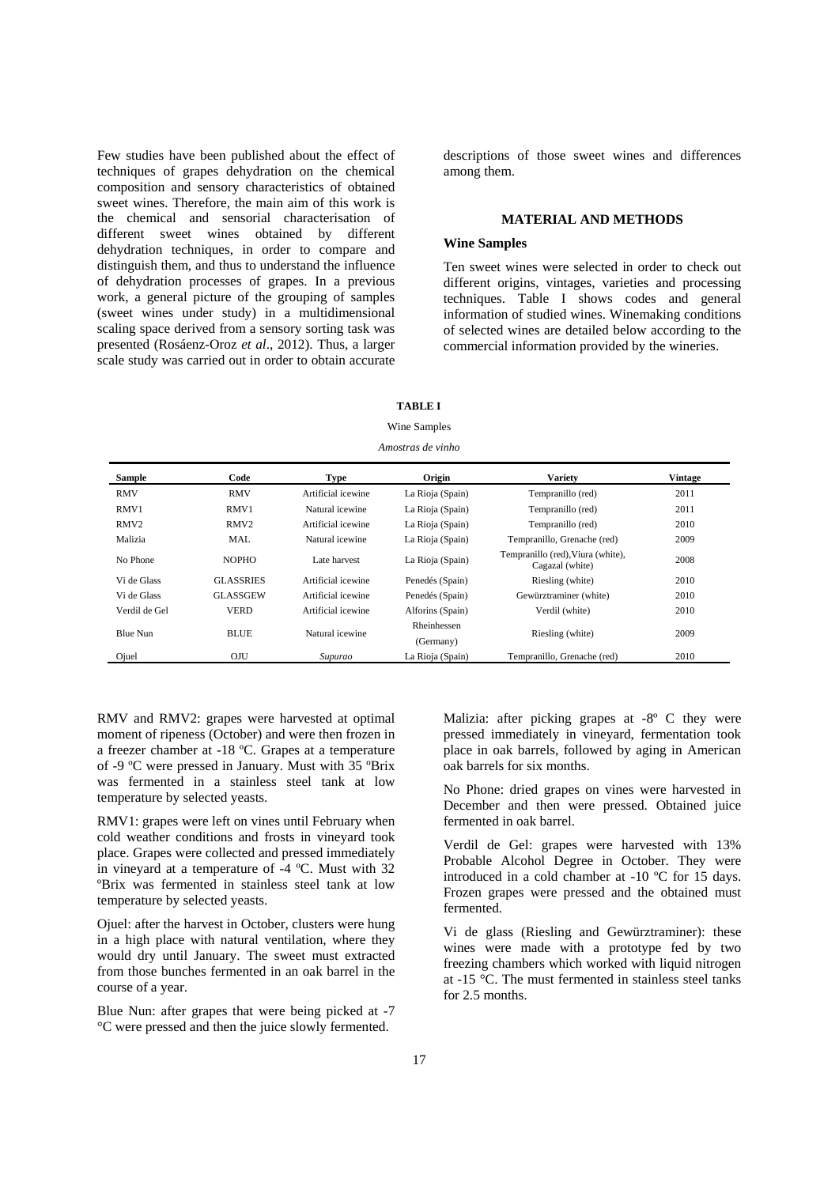Few studies have been published about the effect of techniques of grapes dehydration on the chemical composition and sensory characteristics of obtained sweet wines. Therefore, the main aim of this work is the chemical and sensorial characterisation of different sweet wines obtained by different dehydration techniques, in order to compare and distinguish them, and thus to understand the influence of dehydration processes of grapes. In a previous work, a general picture of the grouping of samples (sweet wines under study) in a multidimensional scaling space derived from a sensory sorting task was presented (Rosáenz-Oroz *et al*., 2012). Thus, a larger scale study was carried out in order to obtain accurate descriptions of those sweet wines and differences among them.

## MATERIAL AND METHODS

### Wine Samples

Ten sweet wines were selected in order to check out different origins, vintages, varieties and processing techniques. Table I shows codes and general information of studied wines. Winemaking conditions of selected wines are detailed below according to the commercial information provided by the wineries.

**TABLE I**

Wine Samples

*Amostras de vinho*

| Sample | Code | Type | Origin | Variety | Vintage |
|---|---|---|---|---|---|
| RMV | RMV | Artificial icewine | La Rioja (Spain) | Tempranillo (red) | 2011 |
| RMV1 | RMV1 | Natural icewine | La Rioja (Spain) | Tempranillo (red) | 2011 |
| RMV2 | RMV2 | Artificial icewine | La Rioja (Spain) | Tempranillo (red) | 2010 |
| Malizia | MAL | Natural icewine | La Rioja (Spain) | Tempranillo, Grenache (red) | 2009 |
| No Phone | NOPHO | Late harvest | La Rioja (Spain) | Tempranillo (red), Viura (white), Cagazal (white) | 2008 |
| Vi de Glass | GLASSRIES | Artificial icewine | Penedés (Spain) | Riesling (white) | 2010 |
| Vi de Glass | GLASSGEW | Artificial icewine | Penedés (Spain) | Gewürztraminer (white) | 2010 |
| Verdil de Gel | VERD | Artificial icewine | Alforins (Spain) | Verdil (white) | 2010 |
| Blue Nun | BLUE | Natural icewine | Rheinhessen (Germany) | Riesling (white) | 2009 |
| Ojuel | OJU | *Supurao* | La Rioja (Spain) | Tempranillo, Grenache (red) | 2010 |

RMV and RMV2: grapes were harvested at optimal moment of ripeness (October) and were then frozen in a freezer chamber at -18 ºC. Grapes at a temperature of -9 ºC were pressed in January. Must with 35 ºBrix was fermented in a stainless steel tank at low temperature by selected yeasts.

RMV1: grapes were left on vines until February when cold weather conditions and frosts in vineyard took place. Grapes were collected and pressed immediately in vineyard at a temperature of -4 ºC. Must with 32 ºBrix was fermented in stainless steel tank at low temperature by selected yeasts.

Ojuel: after the harvest in October, clusters were hung in a high place with natural ventilation, where they would dry until January. The sweet must extracted from those bunches fermented in an oak barrel in the course of a year.

Blue Nun: after grapes that were being picked at -7 °C were pressed and then the juice slowly fermented.

Malizia: after picking grapes at -8º C they were pressed immediately in vineyard, fermentation took place in oak barrels, followed by aging in American oak barrels for six months.

No Phone: dried grapes on vines were harvested in December and then were pressed. Obtained juice fermented in oak barrel.

Verdil de Gel: grapes were harvested with 13% Probable Alcohol Degree in October. They were introduced in a cold chamber at -10 ºC for 15 days. Frozen grapes were pressed and the obtained must fermented.

Vi de glass (Riesling and Gewürztraminer): these wines were made with a prototype fed by two freezing chambers which worked with liquid nitrogen at -15 °C. The must fermented in stainless steel tanks for 2.5 months.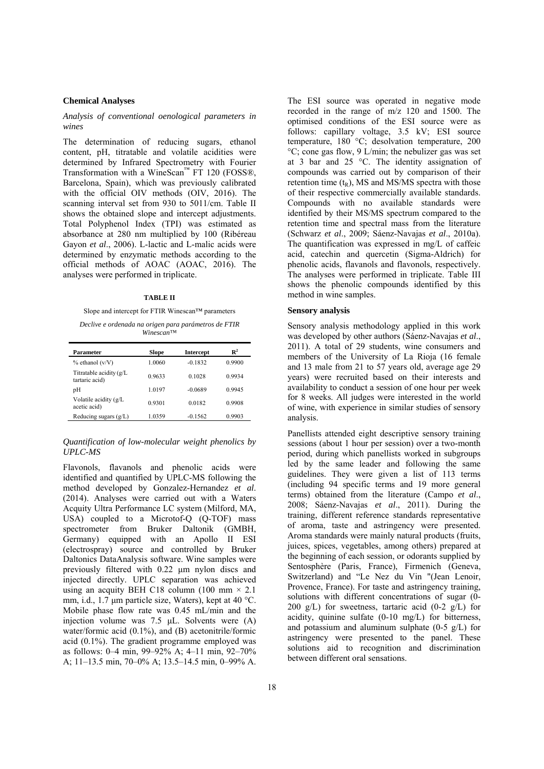**Chemical Analyses**

*Analysis of conventional oenological parameters in wines*

The determination of reducing sugars, ethanol content, pH, titratable and volatile acidities were determined by Infrared Spectrometry with Fourier Transformation with a WineScan™ FT 120 (FOSS®, Barcelona, Spain), which was previously calibrated with the official OIV methods (OIV, 2016). The scanning interval set from 930 to 5011/cm. Table II shows the obtained slope and intercept adjustments. Total Polyphenol Index (TPI) was estimated as absorbance at 280 nm multiplied by 100 (Ribéreau Gayon *et al*., 2006). L-lactic and L-malic acids were determined by enzymatic methods according to the official methods of AOAC (AOAC, 2016). The analyses were performed in triplicate.

**TABLE II**

Slope and intercept for FTIR Winescan™ parameters

*Declive e ordenada na origen para parámetros de FTIR Winescan™*

| Parameter | Slope | Intercept | $R^2$ |
|---|---|---|---|
| % ethanol (v/V) | 1.0060 | -0.1832 | 0.9900 |
| Titratable acidity (g/L tartaric acid) | 0.9633 | 0.1028 | 0.9934 |
| pH | 1.0197 | -0.0689 | 0.9945 |
| Volatile acidity (g/L acetic acid) | 0.9301 | 0.0182 | 0.9908 |
| Reducing sugars (g/L) | 1.0359 | -0.1562 | 0.9903 |

*Quantification of low-molecular weight phenolics by UPLC-MS*

Flavonols, flavanols and phenolic acids were identified and quantified by UPLC-MS following the method developed by Gonzalez-Hernandez *et al*. (2014). Analyses were carried out with a Waters Acquity Ultra Performance LC system (Milford, MA, USA) coupled to a Microtof-Q (Q-TOF) mass spectrometer from Bruker Daltonik (GMBH, Germany) equipped with an Apollo II ESI (electrospray) source and controlled by Bruker Daltonics DataAnalysis software. Wine samples were previously filtered with 0.22 µm nylon discs and injected directly. UPLC separation was achieved using an acquity BEH C18 column (100 mm × 2.1 mm, i.d., 1.7 µm particle size, Waters), kept at 40 °C. Mobile phase flow rate was 0.45 mL/min and the injection volume was 7.5 µL. Solvents were (A) water/formic acid (0.1%), and (B) acetonitrile/formic acid (0.1%). The gradient programme employed was as follows: 0–4 min, 99–92% A; 4–11 min, 92–70% A; 11–13.5 min, 70–0% A; 13.5–14.5 min, 0–99% A.

The ESI source was operated in negative mode recorded in the range of m/z 120 and 1500. The optimised conditions of the ESI source were as follows: capillary voltage, 3.5 kV; ESI source temperature, 180 °C; desolvation temperature, 200 °C; cone gas flow, 9 L/min; the nebulizer gas was set at 3 bar and 25 °C. The identity assignation of compounds was carried out by comparison of their retention time ($t_R$), MS and MS/MS spectra with those of their respective commercially available standards. Compounds with no available standards were identified by their MS/MS spectrum compared to the retention time and spectral mass from the literature (Schwarz *et al*., 2009; Sáenz-Navajas *et al*., 2010a). The quantification was expressed in mg/L of caffeic acid, catechin and quercetin (Sigma-Aldrich) for phenolic acids, flavanols and flavonols, respectively. The analyses were performed in triplicate. Table III shows the phenolic compounds identified by this method in wine samples.

**Sensory analysis**

Sensory analysis methodology applied in this work was developed by other authors (Sáenz-Navajas *et al*., 2011). A total of 29 students, wine consumers and members of the University of La Rioja (16 female and 13 male from 21 to 57 years old, average age 29 years) were recruited based on their interests and availability to conduct a session of one hour per week for 8 weeks. All judges were interested in the world of wine, with experience in similar studies of sensory analysis.

Panellists attended eight descriptive sensory training sessions (about 1 hour per session) over a two-month period, during which panellists worked in subgroups led by the same leader and following the same guidelines. They were given a list of 113 terms (including 94 specific terms and 19 more general terms) obtained from the literature (Campo *et al*., 2008; Sáenz-Navajas *et al*., 2011). During the training, different reference standards representative of aroma, taste and astringency were presented. Aroma standards were mainly natural products (fruits, juices, spices, vegetables, among others) prepared at the beginning of each session, or odorants supplied by Sentosphère (Paris, France), Firmenich (Geneva, Switzerland) and "Le Nez du Vin "(Jean Lenoir, Provence, France). For taste and astringency training, solutions with different concentrations of sugar (0-200 g/L) for sweetness, tartaric acid (0-2 g/L) for acidity, quinine sulfate (0-10 mg/L) for bitterness, and potassium and aluminum sulphate (0-5 g/L) for astringency were presented to the panel. These solutions aid to recognition and discrimination between different oral sensations.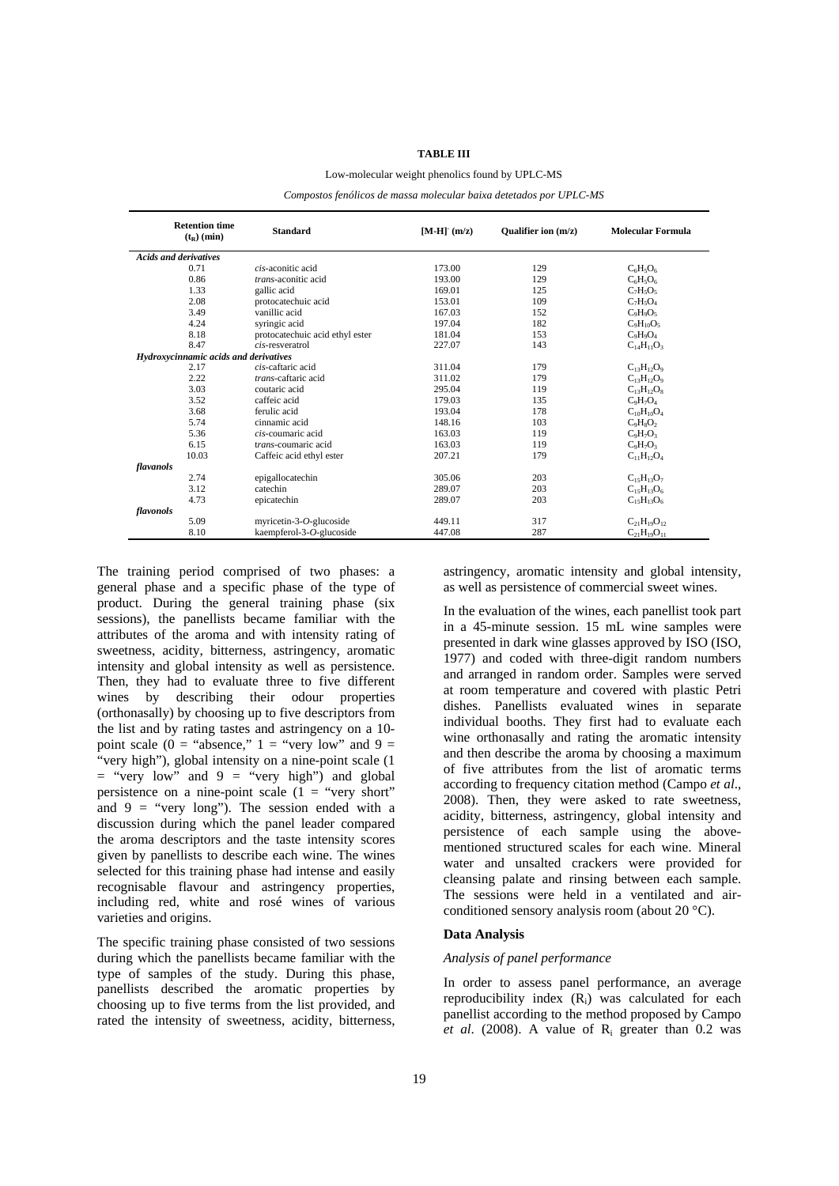**TABLE III**

Low-molecular weight phenolics found by UPLC-MS

*Compostos fenólicos de massa molecular baixa detetados por UPLC-MS*

| Retention time ($t_R$) (min) | Standard | $[M\text{-}H]^-$ (m/z) | Qualifier ion (m/z) | Molecular Formula |
|---|---|---|---|---|
| *Acids and derivatives* | | | | |
| 0.71 | *cis*-aconitic acid | 173.00 | 129 | $C_6H_5O_6$ |
| 0.86 | *trans*-aconitic acid | 193.00 | 129 | $C_6H_5O_6$ |
| 1.33 | gallic acid | 169.01 | 125 | $C_7H_5O_5$ |
| 2.08 | protocatechuic acid | 153.01 | 109 | $C_7H_5O_4$ |
| 3.49 | vanillic acid | 167.03 | 152 | $C_8H_8O_5$ |
| 4.24 | syringic acid | 197.04 | 182 | $C_9H_{10}O_5$ |
| 8.18 | protocatechuic acid ethyl ester | 181.04 | 153 | $C_9H_9O_4$ |
| 8.47 | *cis*-resveratrol | 227.07 | 143 | $C_{14}H_{11}O_3$ |
| *Hydroxycinnamic acids and derivatives* | | | | |
| 2.17 | *cis*-caftaric acid | 311.04 | 179 | $C_{13}H_{12}O_9$ |
| 2.22 | *trans*-caftaric acid | 311.02 | 179 | $C_{13}H_{12}O_9$ |
| 3.03 | coutaric acid | 295.04 | 119 | $C_{13}H_{12}O_8$ |
| 3.52 | caffeic acid | 179.03 | 135 | $C_9H_7O_4$ |
| 3.68 | ferulic acid | 193.04 | 178 | $C_{10}H_{10}O_4$ |
| 5.74 | cinnamic acid | 148.16 | 103 | $C_9H_8O_2$ |
| 5.36 | *cis*-coumaric acid | 163.03 | 119 | $C_9H_7O_3$ |
| 6.15 | *trans*-coumaric acid | 163.03 | 119 | $C_9H_7O_3$ |
| 10.03 | Caffeic acid ethyl ester | 207.21 | 179 | $C_{11}H_{12}O_4$ |
| *flavanols* | | | | |
| 2.74 | epigallocatechin | 305.06 | 203 | $C_{15}H_{13}O_7$ |
| 3.12 | catechin | 289.07 | 203 | $C_{15}H_{13}O_6$ |
| 4.73 | epicatechin | 289.07 | 203 | $C_{15}H_{13}O_6$ |
| *flavonols* | | | | |
| 5.09 | myricetin-3-*O*-glucoside | 449.11 | 317 | $C_{21}H_{19}O_{12}$ |
| 8.10 | kaempferol-3-*O*-glucoside | 447.08 | 287 | $C_{21}H_{19}O_{11}$ |

The training period comprised of two phases: a general phase and a specific phase of the type of product. During the general training phase (six sessions), the panellists became familiar with the attributes of the aroma and with intensity rating of sweetness, acidity, bitterness, astringency, aromatic intensity and global intensity as well as persistence. Then, they had to evaluate three to five different wines by describing their odour properties (orthonasally) by choosing up to five descriptors from the list and by rating tastes and astringency on a 10-point scale (0 = "absence," 1 = "very low" and 9 = "very high"), global intensity on a nine-point scale (1 = "very low" and 9 = "very high") and global persistence on a nine-point scale (1 = "very short" and 9 = "very long"). The session ended with a discussion during which the panel leader compared the aroma descriptors and the taste intensity scores given by panellists to describe each wine. The wines selected for this training phase had intense and easily recognisable flavour and astringency properties, including red, white and rosé wines of various varieties and origins.

The specific training phase consisted of two sessions during which the panellists became familiar with the type of samples of the study. During this phase, panellists described the aromatic properties by choosing up to five terms from the list provided, and rated the intensity of sweetness, acidity, bitterness, astringency, aromatic intensity and global intensity, as well as persistence of commercial sweet wines.

In the evaluation of the wines, each panellist took part in a 45-minute session. 15 mL wine samples were presented in dark wine glasses approved by ISO (ISO, 1977) and coded with three-digit random numbers and arranged in random order. Samples were served at room temperature and covered with plastic Petri dishes. Panellists evaluated wines in separate individual booths. They first had to evaluate each wine orthonasally and rating the aromatic intensity and then describe the aroma by choosing a maximum of five attributes from the list of aromatic terms according to frequency citation method (Campo *et al*., 2008). Then, they were asked to rate sweetness, acidity, bitterness, astringency, global intensity and persistence of each sample using the above-mentioned structured scales for each wine. Mineral water and unsalted crackers were provided for cleansing palate and rinsing between each sample. The sessions were held in a ventilated and air-conditioned sensory analysis room (about 20 °C).

### Data Analysis

#### *Analysis of panel performance*

In order to assess panel performance, an average reproducibility index ($R_i$) was calculated for each panellist according to the method proposed by Campo *et al*. (2008). A value of $R_i$ greater than 0.2 was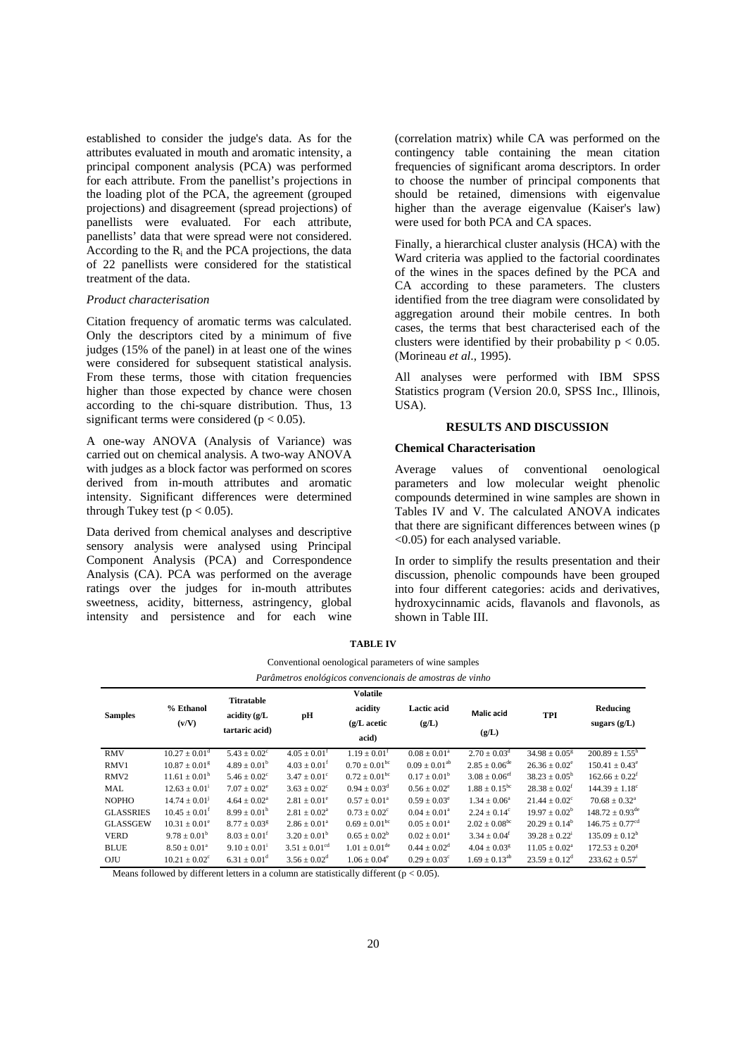established to consider the judge's data. As for the attributes evaluated in mouth and aromatic intensity, a principal component analysis (PCA) was performed for each attribute. From the panellist's projections in the loading plot of the PCA, the agreement (grouped projections) and disagreement (spread projections) of panellists were evaluated. For each attribute, panellists' data that were spread were not considered. According to the $R_i$ and the PCA projections, the data of 22 panellists were considered for the statistical treatment of the data.

*Product characterisation*

Citation frequency of aromatic terms was calculated. Only the descriptors cited by a minimum of five judges (15% of the panel) in at least one of the wines were considered for subsequent statistical analysis. From these terms, those with citation frequencies higher than those expected by chance were chosen according to the chi-square distribution. Thus, 13 significant terms were considered ($p < 0.05$).

A one-way ANOVA (Analysis of Variance) was carried out on chemical analysis. A two-way ANOVA with judges as a block factor was performed on scores derived from in-mouth attributes and aromatic intensity. Significant differences were determined through Tukey test ($p < 0.05$).

Data derived from chemical analyses and descriptive sensory analysis were analysed using Principal Component Analysis (PCA) and Correspondence Analysis (CA). PCA was performed on the average ratings over the judges for in-mouth attributes sweetness, acidity, bitterness, astringency, global intensity and persistence and for each wine (correlation matrix) while CA was performed on the contingency table containing the mean citation frequencies of significant aroma descriptors. In order to choose the number of principal components that should be retained, dimensions with eigenvalue higher than the average eigenvalue (Kaiser's law) were used for both PCA and CA spaces.

Finally, a hierarchical cluster analysis (HCA) with the Ward criteria was applied to the factorial coordinates of the wines in the spaces defined by the PCA and CA according to these parameters. The clusters identified from the tree diagram were consolidated by aggregation around their mobile centres. In both cases, the terms that best characterised each of the clusters were identified by their probability $p < 0.05$. (Morineau *et al*., 1995).

All analyses were performed with IBM SPSS Statistics program (Version 20.0, SPSS Inc., Illinois, USA).

## RESULTS AND DISCUSSION

### Chemical Characterisation

Average values of conventional oenological parameters and low molecular weight phenolic compounds determined in wine samples are shown in Tables IV and V. The calculated ANOVA indicates that there are significant differences between wines ($p < 0.05$) for each analysed variable.

In order to simplify the results presentation and their discussion, phenolic compounds have been grouped into four different categories: acids and derivatives, hydroxycinnamic acids, flavanols and flavonols, as shown in Table III.

**TABLE IV**

Conventional oenological parameters of wine samples

*Parâmetros enológicos convencionais de amostras de vinho*

| Samples | % Ethanol (v/V) | Titratable acidity (g/L tartaric acid) | pH | Volatile acidity (g/L acetic acid) | Lactic acid (g/L) | Malic acid (g/L) | TPI | Reducing sugars (g/L) |
|---|---|---|---|---|---|---|---|---|
| RMV | $10.27 \pm 0.01^{d}$ | $5.43 \pm 0.02^{c}$ | $4.05 \pm 0.01^{f}$ | $1.19 \pm 0.01^{f}$ | $0.08 \pm 0.01^{a}$ | $2.70 \pm 0.03^{d}$ | $34.98 \pm 0.05^{g}$ | $200.89 \pm 1.55^{h}$ |
| RMV1 | $10.87 \pm 0.01^{g}$ | $4.89 \pm 0.01^{b}$ | $4.03 \pm 0.01^{f}$ | $0.70 \pm 0.01^{bc}$ | $0.09 \pm 0.01^{ab}$ | $2.85 \pm 0.06^{de}$ | $26.36 \pm 0.02^{e}$ | $150.41 \pm 0.43^{e}$ |
| RMV2 | $11.61 \pm 0.01^{h}$ | $5.46 \pm 0.02^{c}$ | $3.47 \pm 0.01^{c}$ | $0.72 \pm 0.01^{bc}$ | $0.17 \pm 0.01^{b}$ | $3.08 \pm 0.06^{ef}$ | $38.23 \pm 0.05^{h}$ | $162.66 \pm 0.22^{f}$ |
| MAL | $12.63 \pm 0.01^{i}$ | $7.07 \pm 0.02^{e}$ | $3.63 \pm 0.02^{c}$ | $0.94 \pm 0.03^{d}$ | $0.56 \pm 0.02^{e}$ | $1.88 \pm 0.15^{bc}$ | $28.38 \pm 0.02^{f}$ | $144.39 \pm 1.18^{c}$ |
| NOPHO | $14.74 \pm 0.01^{j}$ | $4.64 \pm 0.02^{a}$ | $2.81 \pm 0.01^{e}$ | $0.57 \pm 0.01^{a}$ | $0.59 \pm 0.03^{e}$ | $1.34 \pm 0.06^{a}$ | $21.44 \pm 0.02^{c}$ | $70.68 \pm 0.32^{a}$ |
| GLASSRIES | $10.45 \pm 0.01^{f}$ | $8.99 \pm 0.01^{h}$ | $2.81 \pm 0.02^{a}$ | $0.73 \pm 0.02^{c}$ | $0.04 \pm 0.01^{a}$ | $2.24 \pm 0.14^{c}$ | $19.97 \pm 0.02^{b}$ | $148.72 \pm 0.93^{de}$ |
| GLASSGEW | $10.31 \pm 0.01^{e}$ | $8.77 \pm 0.03^{g}$ | $2.86 \pm 0.01^{a}$ | $0.69 \pm 0.01^{bc}$ | $0.05 \pm 0.01^{a}$ | $2.02 \pm 0.08^{bc}$ | $20.29 \pm 0.14^{b}$ | $146.75 \pm 0.77^{cd}$ |
| VERD | $9.78 \pm 0.01^{b}$ | $8.03 \pm 0.01^{f}$ | $3.20 \pm 0.01^{b}$ | $0.65 \pm 0.02^{b}$ | $0.02 \pm 0.01^{a}$ | $3.34 \pm 0.04^{f}$ | $39.28 \pm 0.22^{i}$ | $135.09 \pm 0.12^{b}$ |
| BLUE | $8.50 \pm 0.01^{a}$ | $9.10 \pm 0.01^{i}$ | $3.51 \pm 0.01^{cd}$ | $1.01 \pm 0.01^{de}$ | $0.44 \pm 0.02^{d}$ | $4.04 \pm 0.03^{g}$ | $11.05 \pm 0.02^{a}$ | $172.53 \pm 0.20^{g}$ |
| OJU | $10.21 \pm 0.02^{c}$ | $6.31 \pm 0.01^{d}$ | $3.56 \pm 0.02^{d}$ | $1.06 \pm 0.04^{e}$ | $0.29 \pm 0.03^{c}$ | $1.69 \pm 0.13^{ab}$ | $23.59 \pm 0.12^{d}$ | $233.62 \pm 0.57^{i}$ |

Means followed by different letters in a column are statistically different ($p < 0.05$).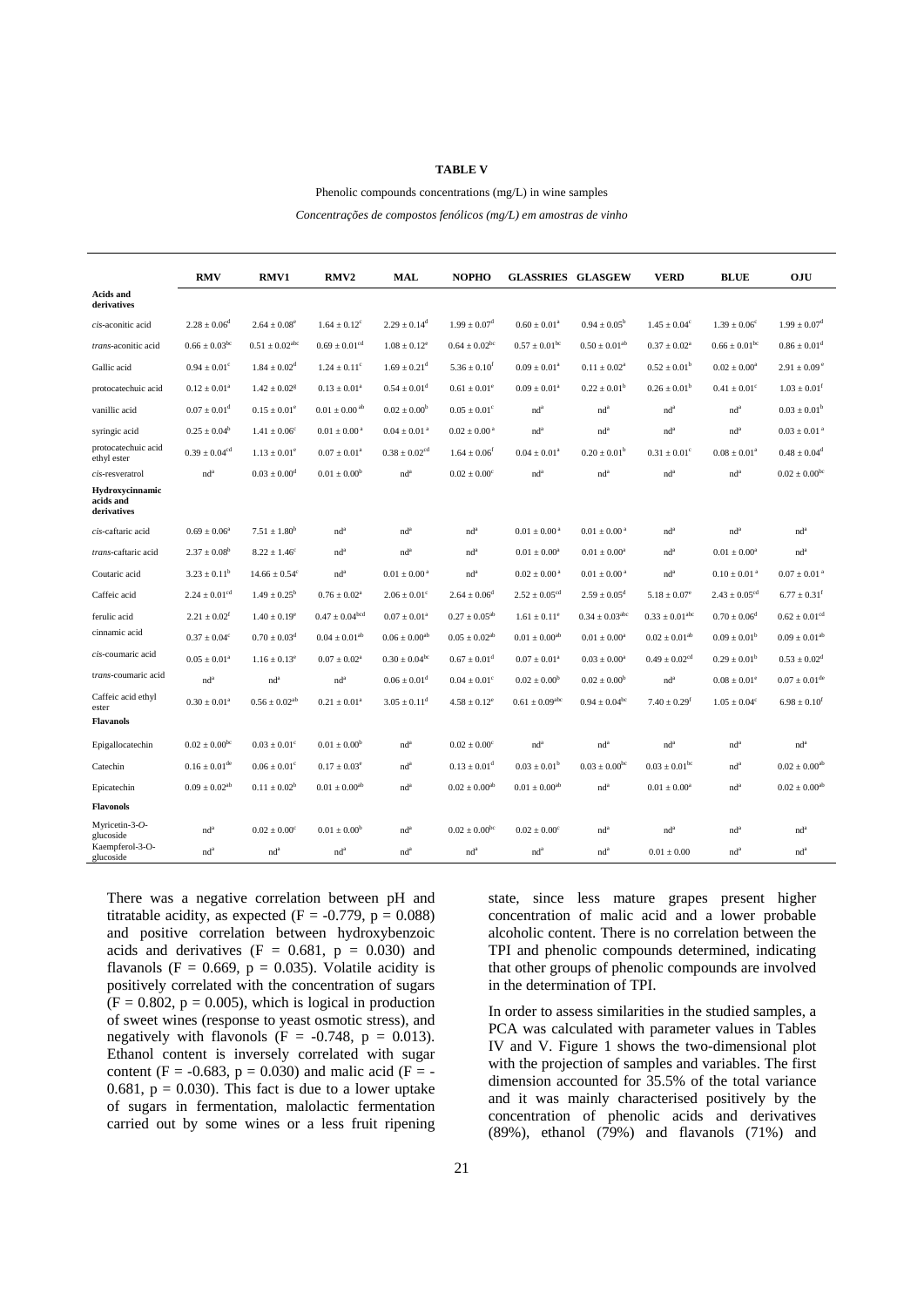**TABLE V**

Phenolic compounds concentrations (mg/L) in wine samples

*Concentrações de compostos fenólicos (mg/L) em amostras de vinho*

| | RMV | RMV1 | RMV2 | MAL | NOPHO | GLASSRIES | GLASGEW | VERD | BLUE | OJU |
|---|---|---|---|---|---|---|---|---|---|---|
| **Acids and derivatives** | | | | | | | | | | |
| *cis*-aconitic acid | $2.28 \pm 0.06^{d}$ | $2.64 \pm 0.08^{e}$ | $1.64 \pm 0.12^{c}$ | $2.29 \pm 0.14^{d}$ | $1.99 \pm 0.07^{d}$ | $0.60 \pm 0.01^{a}$ | $0.94 \pm 0.05^{b}$ | $1.45 \pm 0.04^{c}$ | $1.39 \pm 0.06^{c}$ | $1.99 \pm 0.07^{d}$ |
| *trans*-aconitic acid | $0.66 \pm 0.03^{bc}$ | $0.51 \pm 0.02^{abc}$ | $0.69 \pm 0.01^{cd}$ | $1.08 \pm 0.12^{e}$ | $0.64 \pm 0.02^{bc}$ | $0.57 \pm 0.01^{bc}$ | $0.50 \pm 0.01^{ab}$ | $0.37 \pm 0.02^{a}$ | $0.66 \pm 0.01^{bc}$ | $0.86 \pm 0.01^{d}$ |
| Gallic acid | $0.94 \pm 0.01^{c}$ | $1.84 \pm 0.02^{d}$ | $1.24 \pm 0.11^{c}$ | $1.69 \pm 0.21^{d}$ | $5.36 \pm 0.10^{f}$ | $0.09 \pm 0.01^{a}$ | $0.11 \pm 0.02^{a}$ | $0.52 \pm 0.01^{b}$ | $0.02 \pm 0.00^{a}$ | $2.91 \pm 0.09^{e}$ |
| protocatechuic acid | $0.12 \pm 0.01^{a}$ | $1.42 \pm 0.02^{g}$ | $0.13 \pm 0.01^{a}$ | $0.54 \pm 0.01^{d}$ | $0.61 \pm 0.01^{e}$ | $0.09 \pm 0.01^{a}$ | $0.22 \pm 0.01^{b}$ | $0.26 \pm 0.01^{b}$ | $0.41 \pm 0.01^{c}$ | $1.03 \pm 0.01^{f}$ |
| vanillic acid | $0.07 \pm 0.01^{d}$ | $0.15 \pm 0.01^{e}$ | $0.01 \pm 0.00^{ab}$ | $0.02 \pm 0.00^{b}$ | $0.05 \pm 0.01^{c}$ | nd[a] | nd[a] | nd[a] | nd[a] | $0.03 \pm 0.01^{b}$ |
| syringic acid | $0.25 \pm 0.04^{b}$ | $1.41 \pm 0.06^{c}$ | $0.01 \pm 0.00^{a}$ | $0.04 \pm 0.01^{a}$ | $0.02 \pm 0.00^{a}$ | nd[a] | nd[a] | nd[a] | nd[a] | $0.03 \pm 0.01^{a}$ |
| protocatechuic acid ethyl ester | $0.39 \pm 0.04^{cd}$ | $1.13 \pm 0.01^{e}$ | $0.07 \pm 0.01^{a}$ | $0.38 \pm 0.02^{cd}$ | $1.64 \pm 0.06^{f}$ | $0.04 \pm 0.01^{a}$ | $0.20 \pm 0.01^{b}$ | $0.31 \pm 0.01^{c}$ | $0.08 \pm 0.01^{a}$ | $0.48 \pm 0.04^{d}$ |
| *cis*-resveratrol | nd[a] | $0.03 \pm 0.00^{d}$ | $0.01 \pm 0.00^{b}$ | nd[a] | $0.02 \pm 0.00^{c}$ | nd[a] | nd[a] | nd[a] | nd[a] | $0.02 \pm 0.00^{bc}$ |
| **Hydroxycinnamic acids and derivatives** | | | | | | | | | | |
| *cis*-caftaric acid | $0.69 \pm 0.06^{a}$ | $7.51 \pm 1.80^{b}$ | nd[a] | nd[a] | nd[a] | $0.01 \pm 0.00^{a}$ | $0.01 \pm 0.00^{a}$ | nd[a] | nd[a] | nd[a] |
| *trans*-caftaric acid | $2.37 \pm 0.08^{b}$ | $8.22 \pm 1.46^{c}$ | nd[a] | nd[a] | nd[a] | $0.01 \pm 0.00^{a}$ | $0.01 \pm 0.00^{a}$ | nd[a] | $0.01 \pm 0.00^{a}$ | nd[a] |
| Coutaric acid | $3.23 \pm 0.11^{b}$ | $14.66 \pm 0.54^{c}$ | nd[a] | $0.01 \pm 0.00^{a}$ | nd[a] | $0.02 \pm 0.00^{a}$ | $0.01 \pm 0.00^{a}$ | nd[a] | $0.10 \pm 0.01^{a}$ | $0.07 \pm 0.01^{a}$ |
| Caffeic acid | $2.24 \pm 0.01^{cd}$ | $1.49 \pm 0.25^{b}$ | $0.76 \pm 0.02^{a}$ | $2.06 \pm 0.01^{c}$ | $2.64 \pm 0.06^{d}$ | $2.52 \pm 0.05^{cd}$ | $2.59 \pm 0.05^{d}$ | $5.18 \pm 0.07^{e}$ | $2.43 \pm 0.05^{cd}$ | $6.77 \pm 0.31^{f}$ |
| ferulic acid | $2.21 \pm 0.02^{f}$ | $1.40 \pm 0.19^{e}$ | $0.47 \pm 0.04^{bcd}$ | $0.07 \pm 0.01^{a}$ | $0.27 \pm 0.05^{ab}$ | $1.61 \pm 0.11^{e}$ | $0.34 \pm 0.03^{abc}$ | $0.33 \pm 0.01^{abc}$ | $0.70 \pm 0.06^{d}$ | $0.62 \pm 0.01^{cd}$ |
| cinnamic acid | $0.37 \pm 0.04^{c}$ | $0.70 \pm 0.03^{d}$ | $0.04 \pm 0.01^{ab}$ | $0.06 \pm 0.00^{ab}$ | $0.05 \pm 0.02^{ab}$ | $0.01 \pm 0.00^{ab}$ | $0.01 \pm 0.00^{a}$ | $0.02 \pm 0.01^{ab}$ | $0.09 \pm 0.01^{b}$ | $0.09 \pm 0.01^{ab}$ |
| *cis*-coumaric acid | $0.05 \pm 0.01^{a}$ | $1.16 \pm 0.13^{e}$ | $0.07 \pm 0.02^{a}$ | $0.30 \pm 0.04^{bc}$ | $0.67 \pm 0.01^{d}$ | $0.07 \pm 0.01^{a}$ | $0.03 \pm 0.00^{a}$ | $0.49 \pm 0.02^{cd}$ | $0.29 \pm 0.01^{b}$ | $0.53 \pm 0.02^{d}$ |
| *trans*-coumaric acid | nd[a] | nd[a] | nd[a] | $0.06 \pm 0.01^{d}$ | $0.04 \pm 0.01^{c}$ | $0.02 \pm 0.00^{b}$ | $0.02 \pm 0.00^{b}$ | nd[a] | $0.08 \pm 0.01^{e}$ | $0.07 \pm 0.01^{de}$ |
| Caffeic acid ethyl ester | $0.30 \pm 0.01^{a}$ | $0.56 \pm 0.02^{ab}$ | $0.21 \pm 0.01^{a}$ | $3.05 \pm 0.11^{d}$ | $4.58 \pm 0.12^{e}$ | $0.61 \pm 0.09^{abc}$ | $0.94 \pm 0.04^{bc}$ | $7.40 \pm 0.29^{f}$ | $1.05 \pm 0.04^{c}$ | $6.98 \pm 0.10^{f}$ |
| **Flavanols** | | | | | | | | | | |
| Epigallocatechin | $0.02 \pm 0.00^{bc}$ | $0.03 \pm 0.01^{c}$ | $0.01 \pm 0.00^{b}$ | nd[a] | $0.02 \pm 0.00^{c}$ | nd[a] | nd[a] | nd[a] | nd[a] | nd[a] |
| Catechin | $0.16 \pm 0.01^{de}$ | $0.06 \pm 0.01^{c}$ | $0.17 \pm 0.03^{e}$ | nd[a] | $0.13 \pm 0.01^{d}$ | $0.03 \pm 0.01^{b}$ | $0.03 \pm 0.00^{bc}$ | $0.03 \pm 0.01^{bc}$ | nd[a] | $0.02 \pm 0.00^{ab}$ |
| Epicatechin | $0.09 \pm 0.02^{ab}$ | $0.11 \pm 0.02^{b}$ | $0.01 \pm 0.00^{ab}$ | nd[a] | $0.02 \pm 0.00^{ab}$ | $0.01 \pm 0.00^{ab}$ | nd[a] | $0.01 \pm 0.00^{a}$ | nd[a] | $0.02 \pm 0.00^{ab}$ |
| **Flavonols** | | | | | | | | | | |
| Myricetin-3-*O*-glucoside | nd[a] | $0.02 \pm 0.00^{c}$ | $0.01 \pm 0.00^{b}$ | nd[a] | $0.02 \pm 0.00^{bc}$ | $0.02 \pm 0.00^{c}$ | nd[a] | nd[a] | nd[a] | nd[a] |
| Kaempferol-3-O-glucoside | nd[a] | nd[a] | nd[a] | nd[a] | nd[a] | nd[a] | nd[a] | $0.01 \pm 0.00$ | nd[a] | nd[a] |

There was a negative correlation between pH and titratable acidity, as expected ($F = -0.779$, $p = 0.088$) and positive correlation between hydroxybenzoic acids and derivatives ($F = 0.681$, $p = 0.030$) and flavanols ($F = 0.669$, $p = 0.035$). Volatile acidity is positively correlated with the concentration of sugars ($F = 0.802$, $p = 0.005$), which is logical in production of sweet wines (response to yeast osmotic stress), and negatively with flavonols ($F = -0.748$, $p = 0.013$). Ethanol content is inversely correlated with sugar content ($F = -0.683$, $p = 0.030$) and malic acid ($F = -0.681$, $p = 0.030$). This fact is due to a lower uptake of sugars in fermentation, malolactic fermentation carried out by some wines or a less fruit ripening state, since less mature grapes present higher concentration of malic acid and a lower probable alcoholic content. There is no correlation between the TPI and phenolic compounds determined, indicating that other groups of phenolic compounds are involved in the determination of TPI.

In order to assess similarities in the studied samples, a PCA was calculated with parameter values in Tables IV and V. Figure 1 shows the two-dimensional plot with the projection of samples and variables. The first dimension accounted for 35.5% of the total variance and it was mainly characterised positively by the concentration of phenolic acids and derivatives (89%), ethanol (79%) and flavanols (71%) and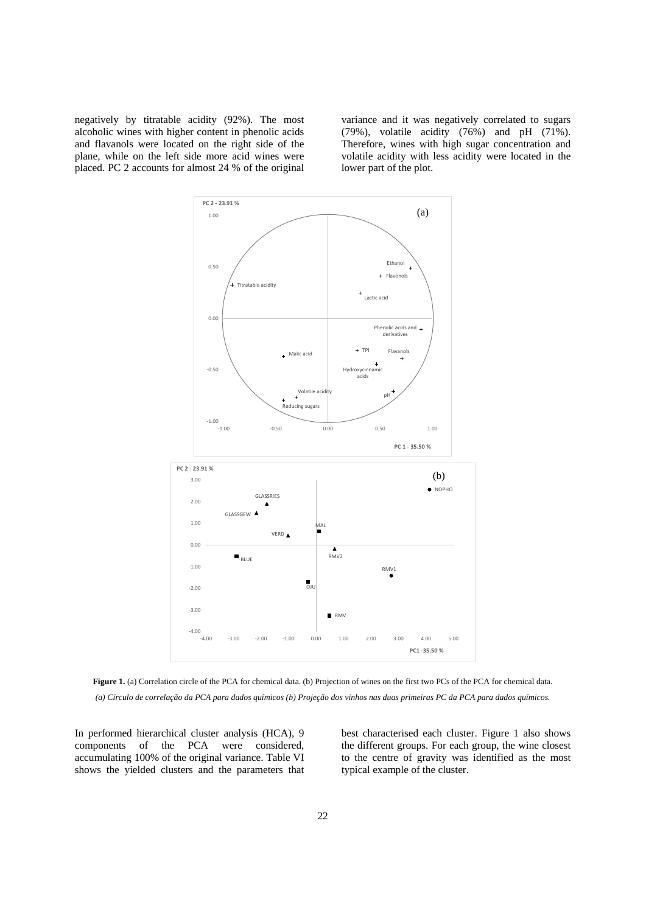negatively by titratable acidity (92%). The most alcoholic wines with higher content in phenolic acids and flavanols were located on the right side of the plane, while on the left side more acid wines were placed. PC 2 accounts for almost 24 % of the original variance and it was negatively correlated to sugars (79%), volatile acidity (76%) and pH (71%). Therefore, wines with high sugar concentration and volatile acidity with less acidity were located in the lower part of the plot.

**Figure 1.** (a) Correlation circle of the PCA for chemical data. (b) Projection of wines on the first two PCs of the PCA for chemical data.

*(a) Círculo de correlação da PCA para dados químicos (b) Projeção dos vinhos nas duas primeiras PC da PCA para dados químicos.*

In performed hierarchical cluster analysis (HCA), 9 components of the PCA were considered, accumulating 100% of the original variance. Table VI shows the yielded clusters and the parameters that best characterised each cluster. Figure 1 also shows the different groups. For each group, the wine closest to the centre of gravity was identified as the most typical example of the cluster.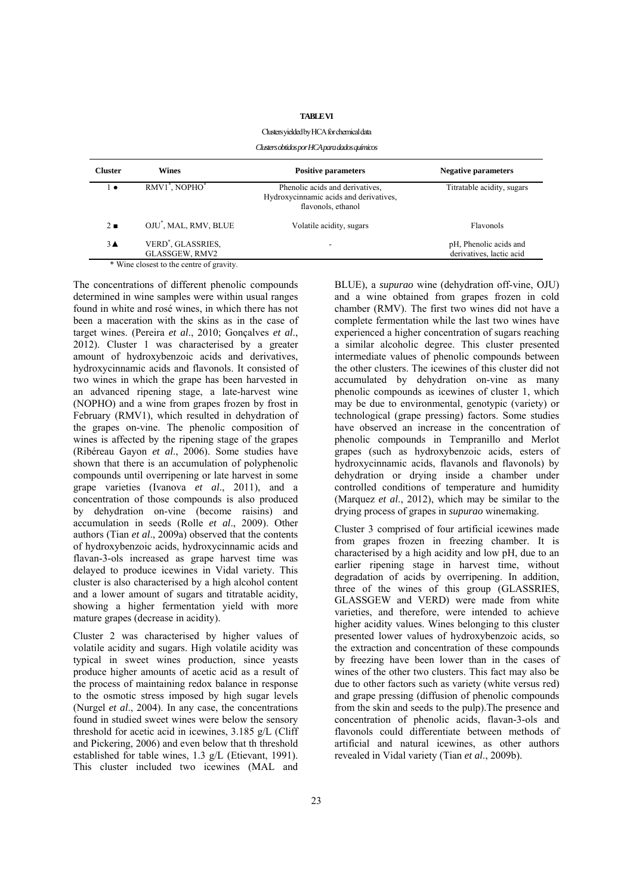**TABLE VI**

Clusters yielded by HCA for chemical data

*Clusters obtidos por HCA para dados químicos*

| Cluster | Wines | Positive parameters | Negative parameters |
|---|---|---|---|
| 1 ● | RMV1*, NOPHO* | Phenolic acids and derivatives, Hydroxycinnamic acids and derivatives, flavonols, ethanol | Titratable acidity, sugars |
| 2 ■ | OJU*, MAL, RMV, BLUE | Volatile acidity, sugars | Flavonols |
| 3▲ | VERD*, GLASSRIES, GLASSGEW, RMV2 | - | pH, Phenolic acids and derivatives, lactic acid |

\* Wine closest to the centre of gravity.

The concentrations of different phenolic compounds determined in wine samples were within usual ranges found in white and rosé wines, in which there has not been a maceration with the skins as in the case of target wines. (Pereira *et al*., 2010; Gonçalves *et al*., 2012). Cluster 1 was characterised by a greater amount of hydroxybenzoic acids and derivatives, hydroxycinnamic acids and flavonols. It consisted of two wines in which the grape has been harvested in an advanced ripening stage, a late-harvest wine (NOPHO) and a wine from grapes frozen by frost in February (RMV1), which resulted in dehydration of the grapes on-vine. The phenolic composition of wines is affected by the ripening stage of the grapes (Ribéreau Gayon *et al*., 2006). Some studies have shown that there is an accumulation of polyphenolic compounds until overripening or late harvest in some grape varieties (Ivanova *et al*., 2011), and a concentration of those compounds is also produced by dehydration on-vine (become raisins) and accumulation in seeds (Rolle *et al*., 2009). Other authors (Tian *et al*., 2009a) observed that the contents of hydroxybenzoic acids, hydroxycinnamic acids and flavan-3-ols increased as grape harvest time was delayed to produce icewines in Vidal variety. This cluster is also characterised by a high alcohol content and a lower amount of sugars and titratable acidity, showing a higher fermentation yield with more mature grapes (decrease in acidity).

Cluster 2 was characterised by higher values of volatile acidity and sugars. High volatile acidity was typical in sweet wines production, since yeasts produce higher amounts of acetic acid as a result of the process of maintaining redox balance in response to the osmotic stress imposed by high sugar levels (Nurgel *et al*., 2004). In any case, the concentrations found in studied sweet wines were below the sensory threshold for acetic acid in icewines, 3.185 g/L (Cliff and Pickering, 2006) and even below that th threshold established for table wines, 1.3 g/L (Etievant, 1991). This cluster included two icewines (MAL and BLUE), a *supurao* wine (dehydration off-vine, OJU) and a wine obtained from grapes frozen in cold chamber (RMV). The first two wines did not have a complete fermentation while the last two wines have experienced a higher concentration of sugars reaching a similar alcoholic degree. This cluster presented intermediate values of phenolic compounds between the other clusters. The icewines of this cluster did not accumulated by dehydration on-vine as many phenolic compounds as icewines of cluster 1, which may be due to environmental, genotypic (variety) or technological (grape pressing) factors. Some studies have observed an increase in the concentration of phenolic compounds in Tempranillo and Merlot grapes (such as hydroxybenzoic acids, esters of hydroxycinnamic acids, flavanols and flavonols) by dehydration or drying inside a chamber under controlled conditions of temperature and humidity (Marquez *et al*., 2012), which may be similar to the drying process of grapes in *supurao* winemaking.

Cluster 3 comprised of four artificial icewines made from grapes frozen in freezing chamber. It is characterised by a high acidity and low pH, due to an earlier ripening stage in harvest time, without degradation of acids by overripening. In addition, three of the wines of this group (GLASSRIES, GLASSGEW and VERD) were made from white varieties, and therefore, were intended to achieve higher acidity values. Wines belonging to this cluster presented lower values of hydroxybenzoic acids, so the extraction and concentration of these compounds by freezing have been lower than in the cases of wines of the other two clusters. This fact may also be due to other factors such as variety (white versus red) and grape pressing (diffusion of phenolic compounds from the skin and seeds to the pulp).The presence and concentration of phenolic acids, flavan-3-ols and flavonols could differentiate between methods of artificial and natural icewines, as other authors revealed in Vidal variety (Tian *et al*., 2009b).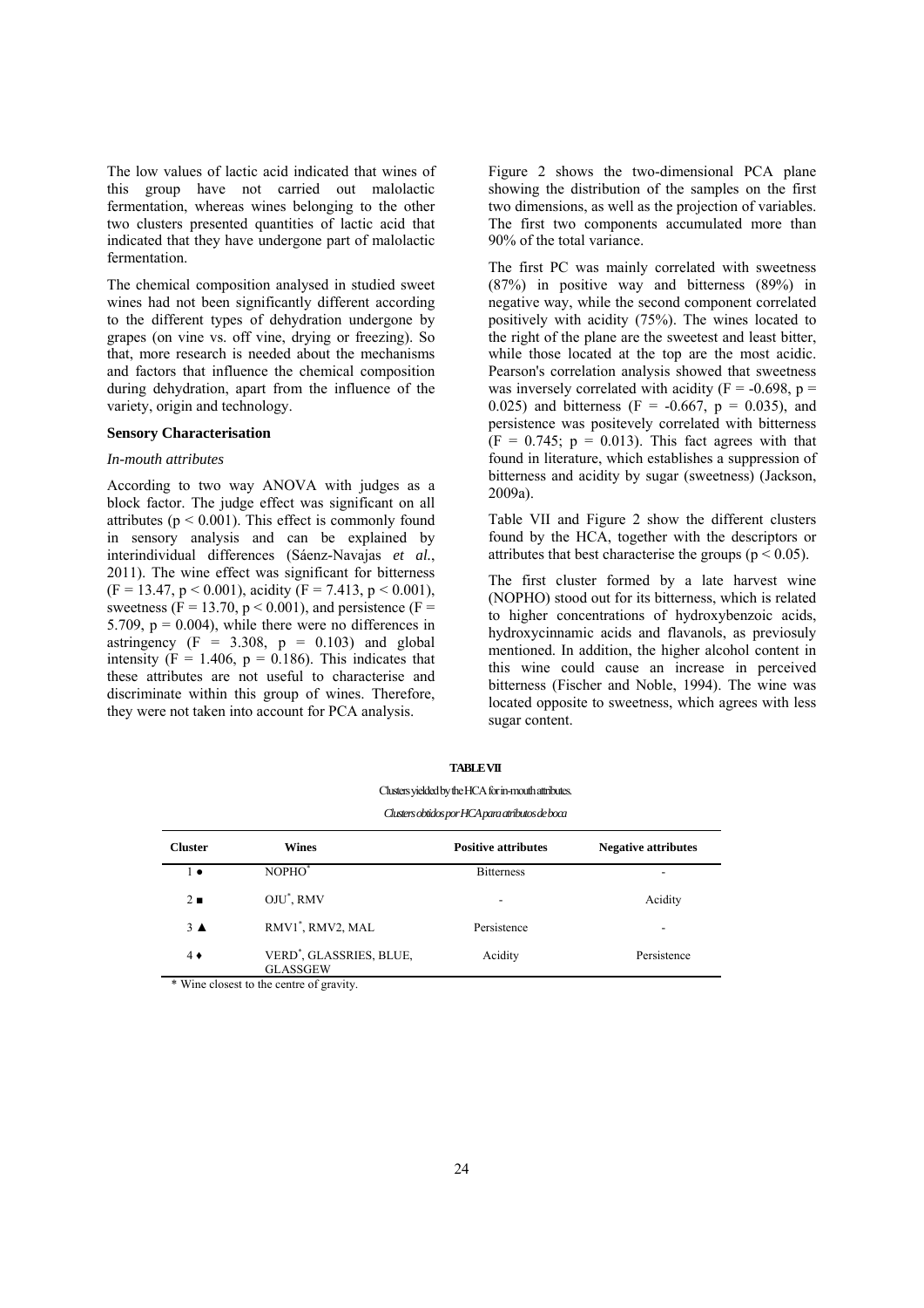The low values of lactic acid indicated that wines of this group have not carried out malolactic fermentation, whereas wines belonging to the other two clusters presented quantities of lactic acid that indicated that they have undergone part of malolactic fermentation.

The chemical composition analysed in studied sweet wines had not been significantly different according to the different types of dehydration undergone by grapes (on vine vs. off vine, drying or freezing). So that, more research is needed about the mechanisms and factors that influence the chemical composition during dehydration, apart from the influence of the variety, origin and technology.

### Sensory Characterisation

#### *In-mouth attributes*

According to two way ANOVA with judges as a block factor. The judge effect was significant on all attributes ($p < 0.001$). This effect is commonly found in sensory analysis and can be explained by interindividual differences (Sáenz-Navajas *et al.*, 2011). The wine effect was significant for bitterness ($F = 13.47$, $p < 0.001$), acidity ($F = 7.413$, $p < 0.001$), sweetness ($F = 13.70$, $p < 0.001$), and persistence ($F = 5.709$, $p = 0.004$), while there were no differences in astringency ($F = 3.308$, $p = 0.103$) and global intensity ($F = 1.406$, $p = 0.186$). This indicates that these attributes are not useful to characterise and discriminate within this group of wines. Therefore, they were not taken into account for PCA analysis.

Figure 2 shows the two-dimensional PCA plane showing the distribution of the samples on the first two dimensions, as well as the projection of variables. The first two components accumulated more than 90% of the total variance.

The first PC was mainly correlated with sweetness (87%) in positive way and bitterness (89%) in negative way, while the second component correlated positively with acidity (75%). The wines located to the right of the plane are the sweetest and least bitter, while those located at the top are the most acidic. Pearson's correlation analysis showed that sweetness was inversely correlated with acidity ($F = -0.698$, $p = 0.025$) and bitterness ($F = -0.667$, $p = 0.035$), and persistence was positevely correlated with bitterness ($F = 0.745$; $p = 0.013$). This fact agrees with that found in literature, which establishes a suppression of bitterness and acidity by sugar (sweetness) (Jackson, 2009a).

Table VII and Figure 2 show the different clusters found by the HCA, together with the descriptors or attributes that best characterise the groups ($p < 0.05$).

The first cluster formed by a late harvest wine (NOPHO) stood out for its bitterness, which is related to higher concentrations of hydroxybenzoic acids, hydroxycinnamic acids and flavanols, as previosuly mentioned. In addition, the higher alcohol content in this wine could cause an increase in perceived bitterness (Fischer and Noble, 1994). The wine was located opposite to sweetness, which agrees with less sugar content.

**TABLE VII**

Clusters yielded by the HCA for in-mouth attributes.

*Clusters obtidos por HCA para atributos de boca*

| Cluster | Wines | Positive attributes | Negative attributes |
|---|---|---|---|
| 1 ● | NOPHO* | Bitterness | - |
| 2 ■ | OJU*, RMV | - | Acidity |
| 3 ▲ | RMV1*, RMV2, MAL | Persistence | - |
| 4 ♦ | VERD*, GLASSRIES, BLUE, GLASSGEW | Acidity | Persistence |

\* Wine closest to the centre of gravity.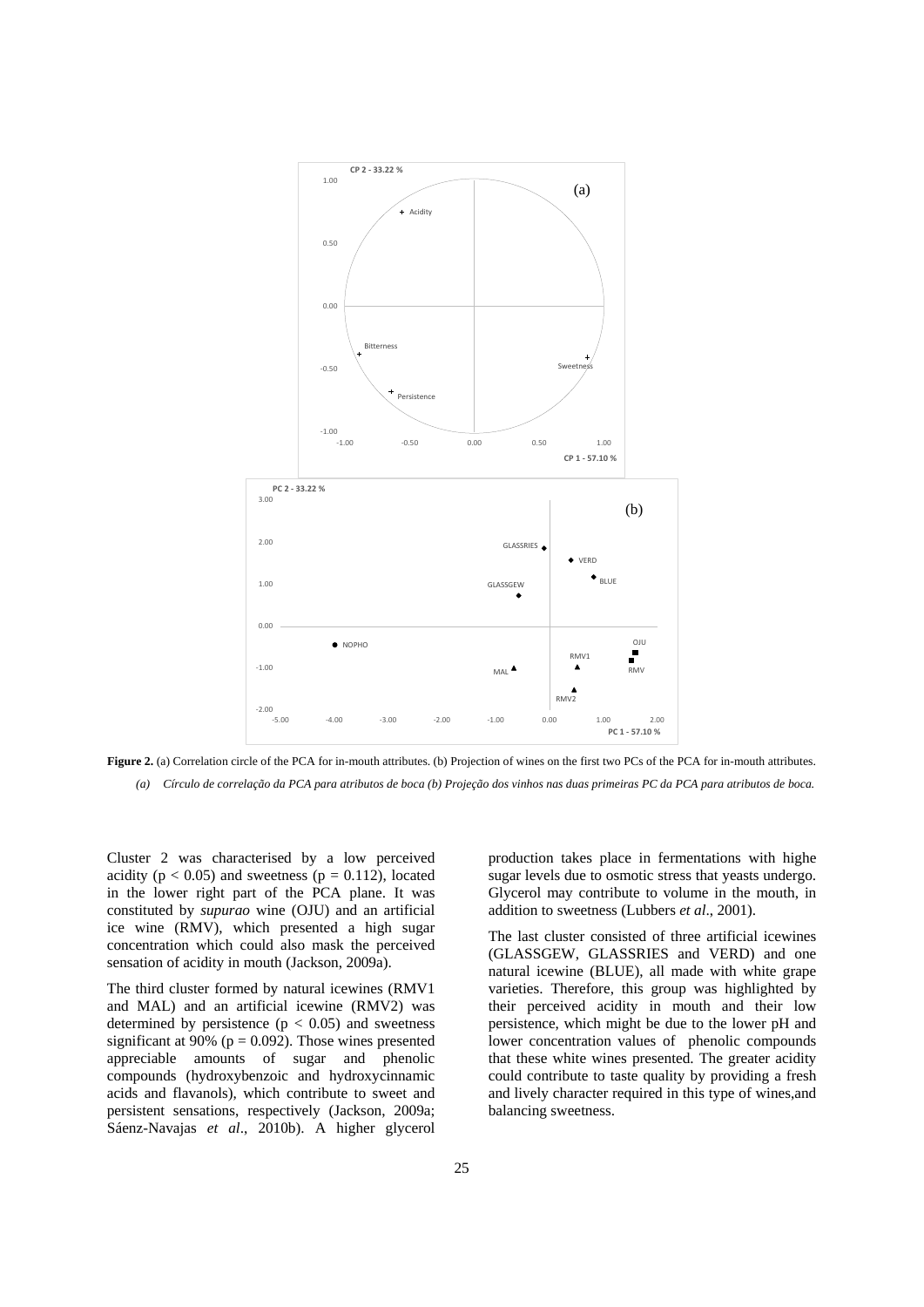**Figure 2.** (a) Correlation circle of the PCA for in-mouth attributes. (b) Projection of wines on the first two PCs of the PCA for in-mouth attributes.

*(a) Círculo de correlação da PCA para atributos de boca (b) Projeção dos vinhos nas duas primeiras PC da PCA para atributos de boca.*

Cluster 2 was characterised by a low perceived acidity ($p < 0.05$) and sweetness ($p = 0.112$), located in the lower right part of the PCA plane. It was constituted by *supurao* wine (OJU) and an artificial ice wine (RMV), which presented a high sugar concentration which could also mask the perceived sensation of acidity in mouth (Jackson, 2009a).

The third cluster formed by natural icewines (RMV1 and MAL) and an artificial icewine (RMV2) was determined by persistence ($p < 0.05$) and sweetness significant at 90% ($p = 0.092$). Those wines presented appreciable amounts of sugar and phenolic compounds (hydroxybenzoic and hydroxycinnamic acids and flavanols), which contribute to sweet and persistent sensations, respectively (Jackson, 2009a; Sáenz-Navajas *et al*., 2010b). A higher glycerol production takes place in fermentations with highe sugar levels due to osmotic stress that yeasts undergo. Glycerol may contribute to volume in the mouth, in addition to sweetness (Lubbers *et al*., 2001).

The last cluster consisted of three artificial icewines (GLASSGEW, GLASSRIES and VERD) and one natural icewine (BLUE), all made with white grape varieties. Therefore, this group was highlighted by their perceived acidity in mouth and their low persistence, which might be due to the lower pH and lower concentration values of phenolic compounds that these white wines presented. The greater acidity could contribute to taste quality by providing a fresh and lively character required in this type of wines,and balancing sweetness.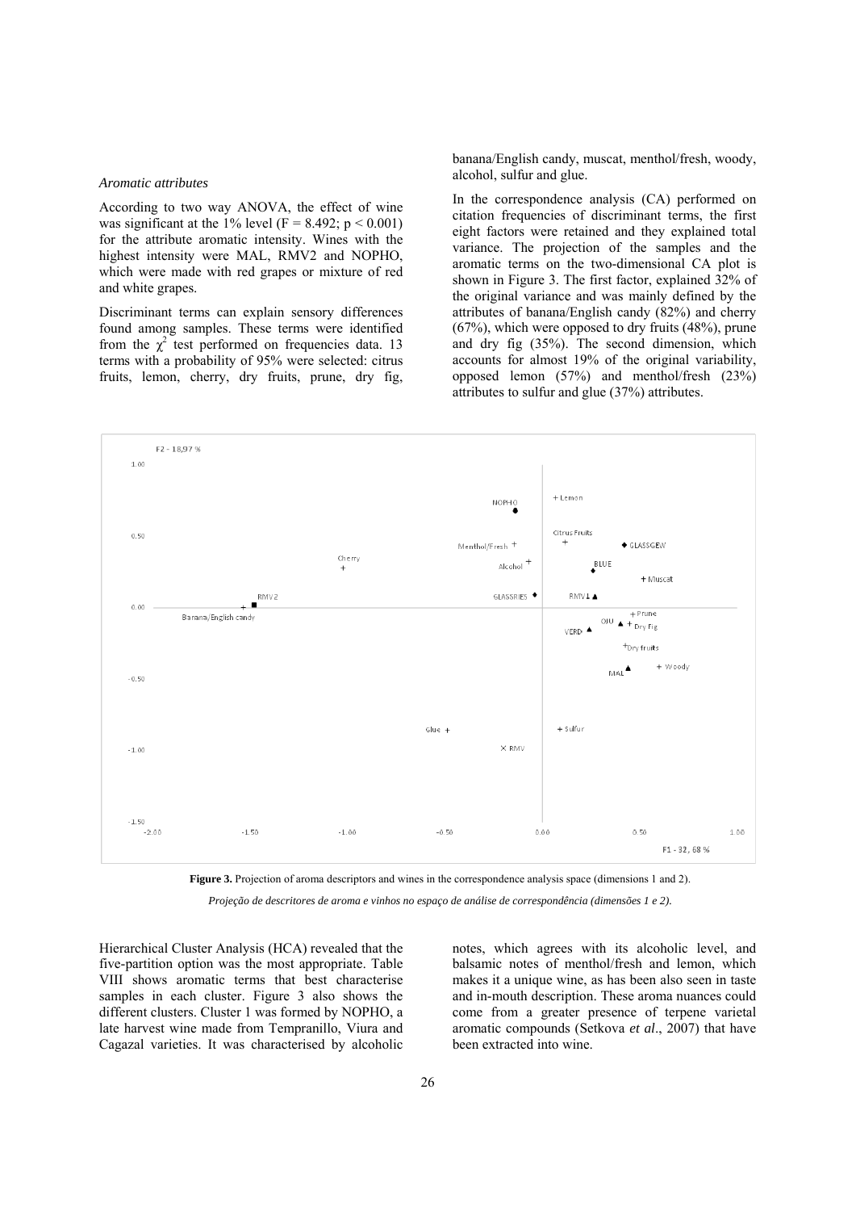*Aromatic attributes*

According to two way ANOVA, the effect of wine was significant at the 1% level ($F = 8.492$; $p < 0.001$) for the attribute aromatic intensity. Wines with the highest intensity were MAL, RMV2 and NOPHO, which were made with red grapes or mixture of red and white grapes.

Discriminant terms can explain sensory differences found among samples. These terms were identified from the $\chi^2$ test performed on frequencies data. 13 terms with a probability of 95% were selected: citrus fruits, lemon, cherry, dry fruits, prune, dry fig, banana/English candy, muscat, menthol/fresh, woody, alcohol, sulfur and glue.

In the correspondence analysis (CA) performed on citation frequencies of discriminant terms, the first eight factors were retained and they explained total variance. The projection of the samples and the aromatic terms on the two-dimensional CA plot is shown in Figure 3. The first factor, explained 32% of the original variance and was mainly defined by the attributes of banana/English candy (82%) and cherry (67%), which were opposed to dry fruits (48%), prune and dry fig (35%). The second dimension, which accounts for almost 19% of the original variability, opposed lemon (57%) and menthol/fresh (23%) attributes to sulfur and glue (37%) attributes.

**Figure 3.** Projection of aroma descriptors and wines in the correspondence analysis space (dimensions 1 and 2).

*Projeção de descritores de aroma e vinhos no espaço de análise de correspondência (dimensões 1 e 2).*

Hierarchical Cluster Analysis (HCA) revealed that the five-partition option was the most appropriate. Table VIII shows aromatic terms that best characterise samples in each cluster. Figure 3 also shows the different clusters. Cluster 1 was formed by NOPHO, a late harvest wine made from Tempranillo, Viura and Cagazal varieties. It was characterised by alcoholic notes, which agrees with its alcoholic level, and balsamic notes of menthol/fresh and lemon, which makes it a unique wine, as has been also seen in taste and in-mouth description. These aroma nuances could come from a greater presence of terpene varietal aromatic compounds (Setkova *et al*., 2007) that have been extracted into wine.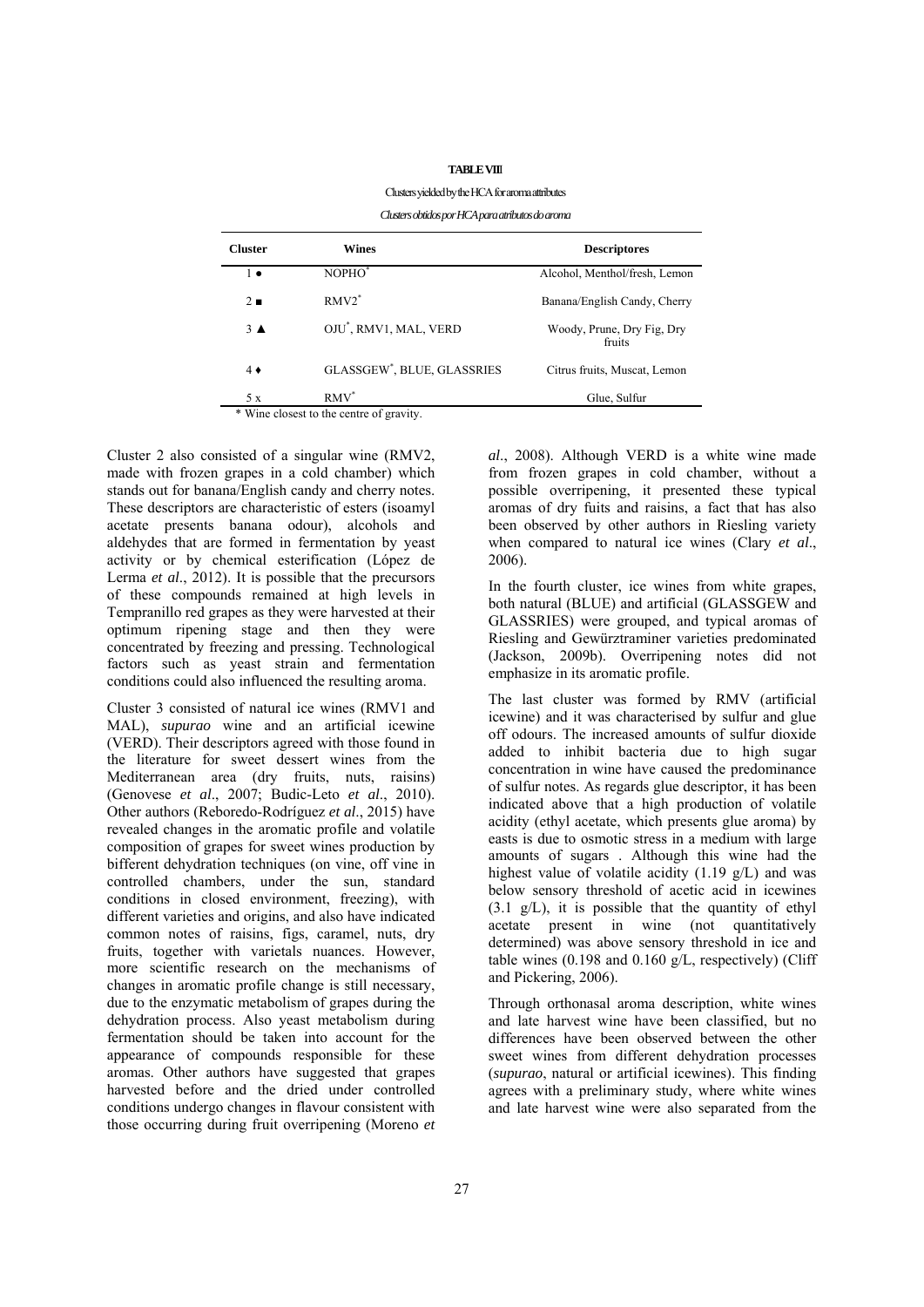**TABLE VIII**

Clusters yielded by the HCA for aroma attributes

*Clusters obtidos por HCA para atributos do aroma*

| Cluster | Wines | Descriptores |
|---|---|---|
| 1 ● | NOPHO* | Alcohol, Menthol/fresh, Lemon |
| 2 ■ | RMV2* | Banana/English Candy, Cherry |
| 3 ▲ | OJU*, RMV1, MAL, VERD | Woody, Prune, Dry Fig, Dry fruits |
| 4 ♦ | GLASSGEW*, BLUE, GLASSRIES | Citrus fruits, Muscat, Lemon |
| 5 x | RMV* | Glue, Sulfur |

\* Wine closest to the centre of gravity.

Cluster 2 also consisted of a singular wine (RMV2, made with frozen grapes in a cold chamber) which stands out for banana/English candy and cherry notes. These descriptors are characteristic of esters (isoamyl acetate presents banana odour), alcohols and aldehydes that are formed in fermentation by yeast activity or by chemical esterification (López de Lerma *et al*., 2012). It is possible that the precursors of these compounds remained at high levels in Tempranillo red grapes as they were harvested at their optimum ripening stage and then they were concentrated by freezing and pressing. Technological factors such as yeast strain and fermentation conditions could also influenced the resulting aroma.

Cluster 3 consisted of natural ice wines (RMV1 and MAL), *supurao* wine and an artificial icewine (VERD). Their descriptors agreed with those found in the literature for sweet dessert wines from the Mediterranean area (dry fruits, nuts, raisins) (Genovese *et al*., 2007; Budic-Leto *et al*., 2010). Other authors (Reboredo-Rodríguez *et al*., 2015) have revealed changes in the aromatic profile and volatile composition of grapes for sweet wines production by bifferent dehydration techniques (on vine, off vine in controlled chambers, under the sun, standard conditions in closed environment, freezing), with different varieties and origins, and also have indicated common notes of raisins, figs, caramel, nuts, dry fruits, together with varietals nuances. However, more scientific research on the mechanisms of changes in aromatic profile change is still necessary, due to the enzymatic metabolism of grapes during the dehydration process. Also yeast metabolism during fermentation should be taken into account for the appearance of compounds responsible for these aromas. Other authors have suggested that grapes harvested before and the dried under controlled conditions undergo changes in flavour consistent with those occurring during fruit overripening (Moreno *et al*., 2008). Although VERD is a white wine made from frozen grapes in cold chamber, without a possible overripening, it presented these typical aromas of dry fuits and raisins, a fact that has also been observed by other authors in Riesling variety when compared to natural ice wines (Clary *et al*., 2006).

In the fourth cluster, ice wines from white grapes, both natural (BLUE) and artificial (GLASSGEW and GLASSRIES) were grouped, and typical aromas of Riesling and Gewürztraminer varieties predominated (Jackson, 2009b). Overripening notes did not emphasize in its aromatic profile.

The last cluster was formed by RMV (artificial icewine) and it was characterised by sulfur and glue off odours. The increased amounts of sulfur dioxide added to inhibit bacteria due to high sugar concentration in wine have caused the predominance of sulfur notes. As regards glue descriptor, it has been indicated above that a high production of volatile acidity (ethyl acetate, which presents glue aroma) by easts is due to osmotic stress in a medium with large amounts of sugars . Although this wine had the highest value of volatile acidity (1.19 g/L) and was below sensory threshold of acetic acid in icewines (3.1 g/L), it is possible that the quantity of ethyl acetate present in wine (not quantitatively determined) was above sensory threshold in ice and table wines (0.198 and 0.160 g/L, respectively) (Cliff and Pickering, 2006).

Through orthonasal aroma description, white wines and late harvest wine have been classified, but no differences have been observed between the other sweet wines from different dehydration processes (*supurao*, natural or artificial icewines). This finding agrees with a preliminary study, where white wines and late harvest wine were also separated from the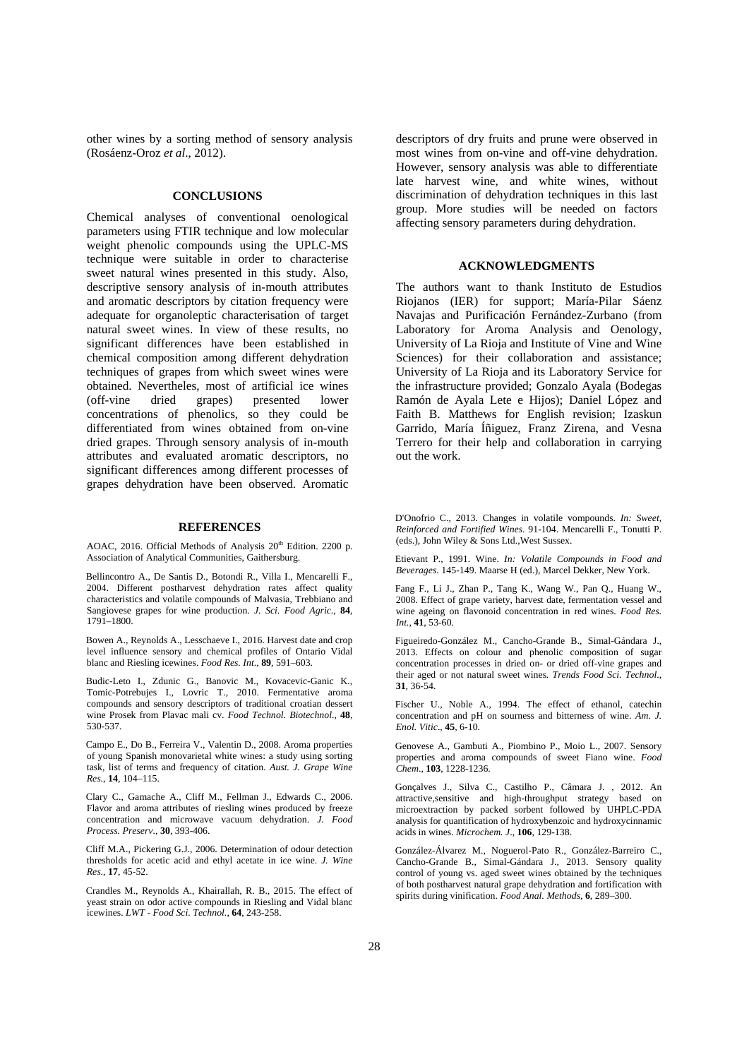other wines by a sorting method of sensory analysis (Rosáenz-Oroz *et al*., 2012).

## CONCLUSIONS

Chemical analyses of conventional oenological parameters using FTIR technique and low molecular weight phenolic compounds using the UPLC-MS technique were suitable in order to characterise sweet natural wines presented in this study. Also, descriptive sensory analysis of in-mouth attributes and aromatic descriptors by citation frequency were adequate for organoleptic characterisation of target natural sweet wines. In view of these results, no significant differences have been established in chemical composition among different dehydration techniques of grapes from which sweet wines were obtained. Nevertheles, most of artificial ice wines (off-vine dried grapes) presented lower concentrations of phenolics, so they could be differentiated from wines obtained from on-vine dried grapes. Through sensory analysis of in-mouth attributes and evaluated aromatic descriptors, no significant differences among different processes of grapes dehydration have been observed. Aromatic descriptors of dry fruits and prune were observed in most wines from on-vine and off-vine dehydration. However, sensory analysis was able to differentiate late harvest wine, and white wines, without discrimination of dehydration techniques in this last group. More studies will be needed on factors affecting sensory parameters during dehydration.

## ACKNOWLEDGMENTS

The authors want to thank Instituto de Estudios Riojanos (IER) for support; María-Pilar Sáenz Navajas and Purificación Fernández-Zurbano (from Laboratory for Aroma Analysis and Oenology, University of La Rioja and Institute of Vine and Wine Sciences) for their collaboration and assistance; University of La Rioja and its Laboratory Service for the infrastructure provided; Gonzalo Ayala (Bodegas Ramón de Ayala Lete e Hijos); Daniel López and Faith B. Matthews for English revision; Izaskun Garrido, María Íñiguez, Franz Zirena, and Vesna Terrero for their help and collaboration in carrying out the work.

## REFERENCES

AOAC, 2016. Official Methods of Analysis 20th Edition. 2200 p. Association of Analytical Communities, Gaithersburg.

Bellincontro A., De Santis D., Botondi R., Villa I., Mencarelli F., 2004. Different postharvest dehydration rates affect quality characteristics and volatile compounds of Malvasia, Trebbiano and Sangiovese grapes for wine production. *J. Sci. Food Agric.*, **84**, 1791–1800.

Bowen A., Reynolds A., Lesschaeve I., 2016. Harvest date and crop level influence sensory and chemical profiles of Ontario Vidal blanc and Riesling icewines. *Food Res. Int.*, **89**, 591–603.

Budic-Leto I., Zdunic G., Banovic M., Kovacevic-Ganic K., Tomic-Potrebujes I., Lovric T., 2010. Fermentative aroma compounds and sensory descriptors of traditional croatian dessert wine Prosek from Plavac mali cv. *Food Technol. Biotechnol.*, **48**, 530-537.

Campo E., Do B., Ferreira V., Valentin D., 2008. Aroma properties of young Spanish monovarietal white wines: a study using sorting task, list of terms and frequency of citation. *Aust. J. Grape Wine Res.*, **14**, 104–115.

Clary C., Gamache A., Cliff M., Fellman J., Edwards C., 2006. Flavor and aroma attributes of riesling wines produced by freeze concentration and microwave vacuum dehydration. *J. Food Process. Preserv.*, **30**, 393-406.

Cliff M.A., Pickering G.J., 2006. Determination of odour detection thresholds for acetic acid and ethyl acetate in ice wine. *J. Wine Res.*, **17**, 45-52.

Crandles M., Reynolds A., Khairallah, R. B., 2015. The effect of yeast strain on odor active compounds in Riesling and Vidal blanc icewines. *LWT - Food Sci. Technol.*, **64**, 243-258.

D'Onofrio C., 2013. Changes in volatile vompounds. *In: Sweet, Reinforced and Fortified Wines*. 91-104. Mencarelli F., Tonutti P. (eds.), John Wiley & Sons Ltd.,West Sussex.

Etievant P., 1991. Wine. *In: Volatile Compounds in Food and Beverages*. 145-149. Maarse H (ed.), Marcel Dekker, New York.

Fang F., Li J., Zhan P., Tang K., Wang W., Pan Q., Huang W., 2008. Effect of grape variety, harvest date, fermentation vessel and wine ageing on flavonoid concentration in red wines. *Food Res. Int.*, **41**, 53-60.

Figueiredo-González M., Cancho-Grande B., Simal-Gándara J., 2013. Effects on colour and phenolic composition of sugar concentration processes in dried on- or dried off-vine grapes and their aged or not natural sweet wines. *Trends Food Sci. Technol.*, **31**, 36-54.

Fischer U., Noble A., 1994. The effect of ethanol, catechin concentration and pH on sourness and bitterness of wine. *Am. J. Enol. Vitic.*, **45**, 6-10.

Genovese A., Gambuti A., Piombino P., Moio L., 2007. Sensory properties and aroma compounds of sweet Fiano wine. *Food Chem.*, **103**, 1228-1236.

Gonçalves J., Silva C., Castilho P., Câmara J. , 2012. An attractive,sensitive and high-throughput strategy based on microextraction by packed sorbent followed by UHPLC-PDA analysis for quantification of hydroxybenzoic and hydroxycinnamic acids in wines. *Microchem. J.*, **106**, 129-138.

González-Álvarez M., Noguerol-Pato R., González-Barreiro C., Cancho-Grande B., Simal-Gándara J., 2013. Sensory quality control of young vs. aged sweet wines obtained by the techniques of both postharvest natural grape dehydration and fortification with spirits during vinification. *Food Anal. Methods*, **6**, 289–300.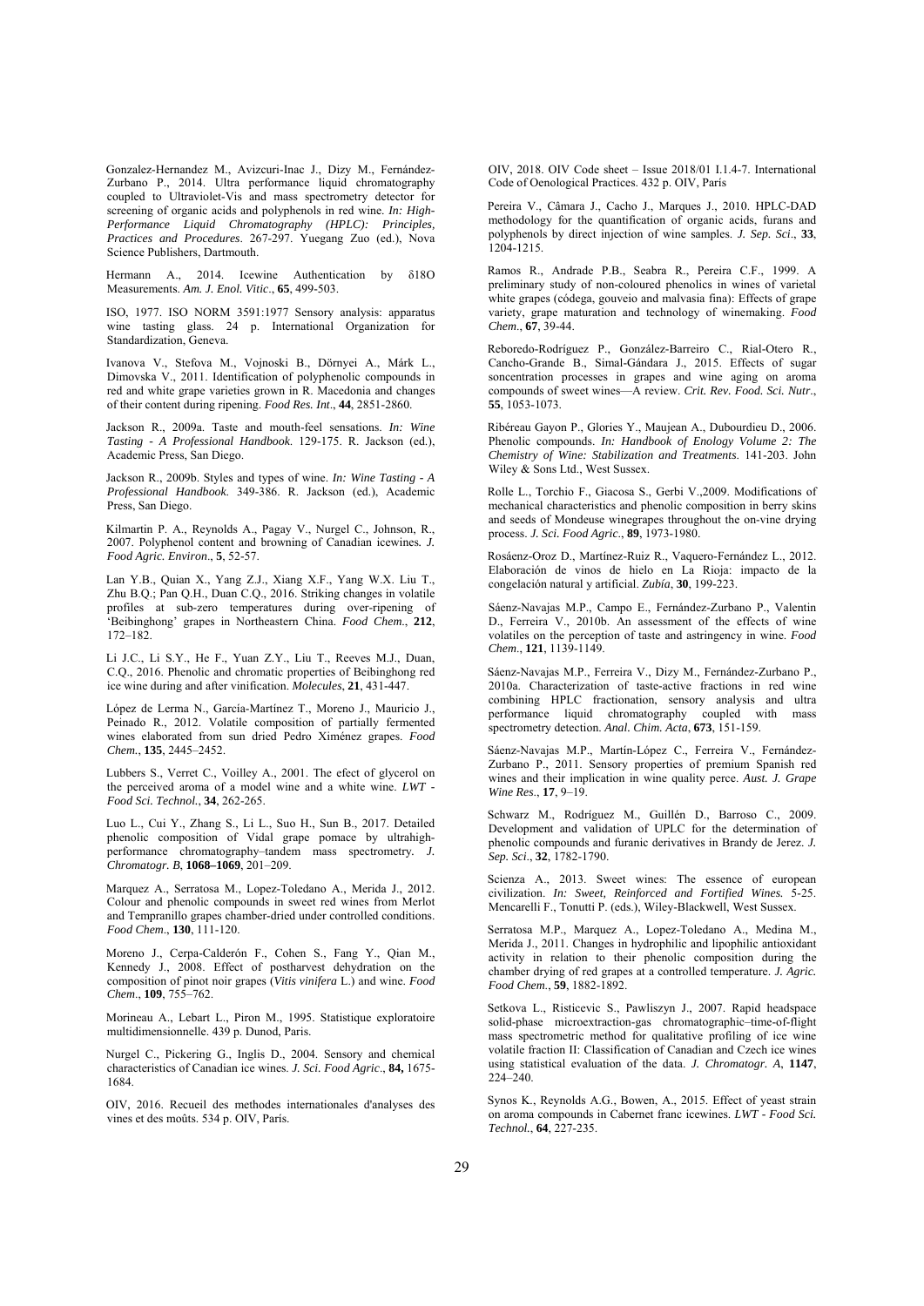Gonzalez-Hernandez M., Avizcuri-Inac J., Dizy M., Fernández-Zurbano P., 2014. Ultra performance liquid chromatography coupled to Ultraviolet-Vis and mass spectrometry detector for screening of organic acids and polyphenols in red wine. *In: High-Performance Liquid Chromatography (HPLC): Principles, Practices and Procedures*. 267-297. Yuegang Zuo (ed.), Nova Science Publishers, Dartmouth.

Hermann A., 2014. Icewine Authentication by δ18O Measurements. *Am. J. Enol. Vitic*., **65**, 499-503.

ISO, 1977. ISO NORM 3591:1977 Sensory analysis: apparatus wine tasting glass. 24 p. International Organization for Standardization, Geneva.

Ivanova V., Stefova M., Vojnoski B., Dörnyei A., Márk L., Dimovska V., 2011. Identification of polyphenolic compounds in red and white grape varieties grown in R. Macedonia and changes of their content during ripening. *Food Res. Int*., **44**, 2851-2860.

Jackson R., 2009a. Taste and mouth-feel sensations. *In: Wine Tasting - A Professional Handbook*. 129-175. R. Jackson (ed.), Academic Press, San Diego.

Jackson R., 2009b. Styles and types of wine. *In: Wine Tasting - A Professional Handbook*. 349-386. R. Jackson (ed.), Academic Press, San Diego.

Kilmartin P. A., Reynolds A., Pagay V., Nurgel C., Johnson, R., 2007. Polyphenol content and browning of Canadian icewines*. J. Food Agric. Environ*., **5**, 52-57.

Lan Y.B., Quian X., Yang Z.J., Xiang X.F., Yang W.X. Liu T., Zhu B.Q.; Pan Q.H., Duan C.Q., 2016. Striking changes in volatile profiles at sub-zero temperatures during over-ripening of 'Beibinghong' grapes in Northeastern China. *Food Chem*., **212**, 172–182.

Li J.C., Li S.Y., He F., Yuan Z.Y., Liu T., Reeves M.J., Duan, C.Q., 2016. Phenolic and chromatic properties of Beibinghong red ice wine during and after vinification. *Molecules*, **21**, 431-447.

López de Lerma N., García-Martínez T., Moreno J., Mauricio J., Peinado R., 2012. Volatile composition of partially fermented wines elaborated from sun dried Pedro Ximénez grapes. *Food Chem*., **135**, 2445–2452.

Lubbers S., Verret C., Voilley A., 2001. The efect of glycerol on the perceived aroma of a model wine and a white wine. *LWT - Food Sci. Technol.*, **34**, 262-265.

Luo L., Cui Y., Zhang S., Li L., Suo H., Sun B., 2017. Detailed phenolic composition of Vidal grape pomace by ultrahigh-performance chromatography–tandem mass spectrometry*. J. Chromatogr. B*, **1068–1069**, 201–209.

Marquez A., Serratosa M., Lopez-Toledano A., Merida J., 2012. Colour and phenolic compounds in sweet red wines from Merlot and Tempranillo grapes chamber-dried under controlled conditions. *Food Chem*., **130**, 111-120.

Moreno J., Cerpa-Calderón F., Cohen S., Fang Y., Qian M., Kennedy J., 2008. Effect of postharvest dehydration on the composition of pinot noir grapes (*Vitis vinifera* L.) and wine. *Food Chem*., **109**, 755–762.

Morineau A., Lebart L., Piron M., 1995. Statistique exploratoire multidimensionnelle. 439 p. Dunod, Paris.

Nurgel C., Pickering G., Inglis D., 2004. Sensory and chemical characteristics of Canadian ice wines. *J. Sci. Food Agric*., **84,** 1675-1684.

OIV, 2016. Recueil des methodes internationales d'analyses des vines et des moûts. 534 p. OIV, París.

OIV, 2018. OIV Code sheet – Issue 2018/01 I.1.4-7. International Code of Oenological Practices. 432 p. OIV, París

Pereira V., Câmara J., Cacho J., Marques J., 2010. HPLC-DAD methodology for the quantification of organic acids, furans and polyphenols by direct injection of wine samples. *J. Sep. Sci*., **33**, 1204-1215.

Ramos R., Andrade P.B., Seabra R., Pereira C.F., 1999. A preliminary study of non-coloured phenolics in wines of varietal white grapes (códega, gouveio and malvasia fina): Effects of grape variety, grape maturation and technology of winemaking. *Food Chem*., **67**, 39-44.

Reboredo-Rodríguez P., González-Barreiro C., Rial-Otero R., Cancho-Grande B., Simal-Gándara J., 2015. Effects of sugar soncentration processes in grapes and wine aging on aroma compounds of sweet wines—A review. *Crit. Rev. Food. Sci. Nutr*., **55**, 1053-1073.

Ribéreau Gayon P., Glories Y., Maujean A., Dubourdieu D., 2006. Phenolic compounds. *In: Handbook of Enology Volume 2: The Chemistry of Wine: Stabilization and Treatments*. 141-203. John Wiley & Sons Ltd., West Sussex.

Rolle L., Torchio F., Giacosa S., Gerbi V.,2009. Modifications of mechanical characteristics and phenolic composition in berry skins and seeds of Mondeuse winegrapes throughout the on-vine drying process. *J. Sci. Food Agric*., **89**, 1973-1980.

Rosáenz-Oroz D., Martínez-Ruiz R., Vaquero-Fernández L., 2012. Elaboración de vinos de hielo en La Rioja: impacto de la congelación natural y artificial. *Zubía*, **30**, 199-223.

Sáenz-Navajas M.P., Campo E., Fernández-Zurbano P., Valentin D., Ferreira V., 2010b. An assessment of the effects of wine volatiles on the perception of taste and astringency in wine. *Food Chem*., **121**, 1139-1149.

Sáenz-Navajas M.P., Ferreira V., Dizy M., Fernández-Zurbano P., 2010a. Characterization of taste-active fractions in red wine combining HPLC fractionation, sensory analysis and ultra performance liquid chromatography coupled with mass spectrometry detection. *Anal. Chim. Acta*, **673**, 151-159.

Sáenz-Navajas M.P., Martín-López C., Ferreira V., Fernández-Zurbano P., 2011. Sensory properties of premium Spanish red wines and their implication in wine quality perce. *Aust. J. Grape Wine Res*., **17**, 9–19.

Schwarz M., Rodríguez M., Guillén D., Barroso C., 2009. Development and validation of UPLC for the determination of phenolic compounds and furanic derivatives in Brandy de Jerez. *J. Sep. Sci*., **32**, 1782-1790.

Scienza A., 2013. Sweet wines: The essence of european civilization. *In: Sweet, Reinforced and Fortified Wines.* 5-25. Mencarelli F., Tonutti P. (eds.), Wiley-Blackwell, West Sussex.

Serratosa M.P., Marquez A., Lopez-Toledano A., Medina M., Merida J., 2011. Changes in hydrophilic and lipophilic antioxidant activity in relation to their phenolic composition during the chamber drying of red grapes at a controlled temperature. *J. Agric. Food Chem.*, **59**, 1882-1892.

Setkova L., Risticevic S., Pawliszyn J., 2007. Rapid headspace solid-phase microextraction-gas chromatographic–time-of-flight mass spectrometric method for qualitative profiling of ice wine volatile fraction II: Classification of Canadian and Czech ice wines using statistical evaluation of the data. *J. Chromatogr. A*, **1147**, 224–240.

Synos K., Reynolds A.G., Bowen, A., 2015. Effect of yeast strain on aroma compounds in Cabernet franc icewines. *LWT - Food Sci. Technol.*, **64**, 227-235.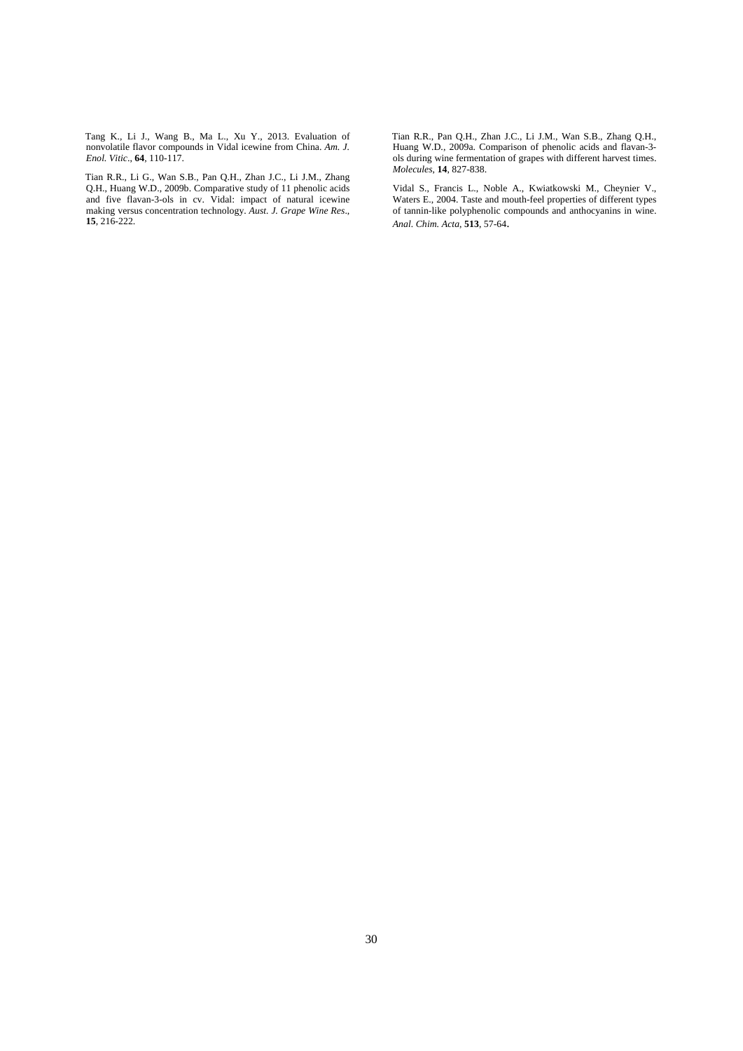Tang K., Li J., Wang B., Ma L., Xu Y., 2013. Evaluation of nonvolatile flavor compounds in Vidal icewine from China. *Am. J. Enol. Vitic*., **64**, 110-117.

Tian R.R., Li G., Wan S.B., Pan Q.H., Zhan J.C., Li J.M., Zhang Q.H., Huang W.D., 2009b. Comparative study of 11 phenolic acids and five flavan-3-ols in cv. Vidal: impact of natural icewine making versus concentration technology. *Aust. J. Grape Wine Res*., **15**, 216-222.

Tian R.R., Pan Q.H., Zhan J.C., Li J.M., Wan S.B., Zhang Q.H., Huang W.D., 2009a. Comparison of phenolic acids and flavan-3-ols during wine fermentation of grapes with different harvest times. *Molecules*, **14**, 827-838.

Vidal S., Francis L., Noble A., Kwiatkowski M., Cheynier V., Waters E., 2004. Taste and mouth-feel properties of different types of tannin-like polyphenolic compounds and anthocyanins in wine. *Anal. Chim. Acta*, **513**, 57-64.